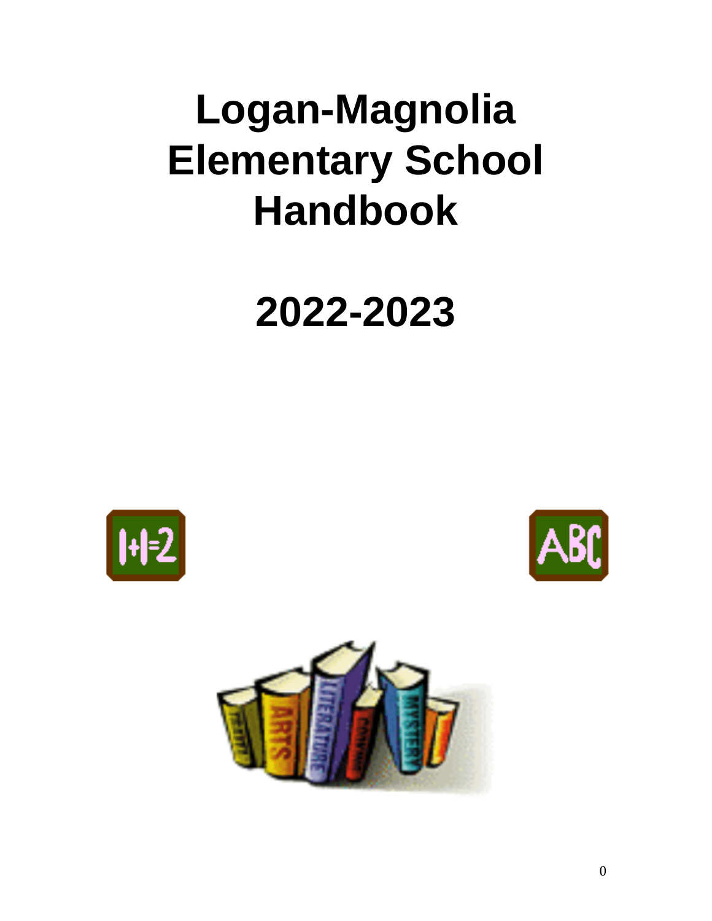# Logan-Magnolia Elementary School Handbook

# 2022-2023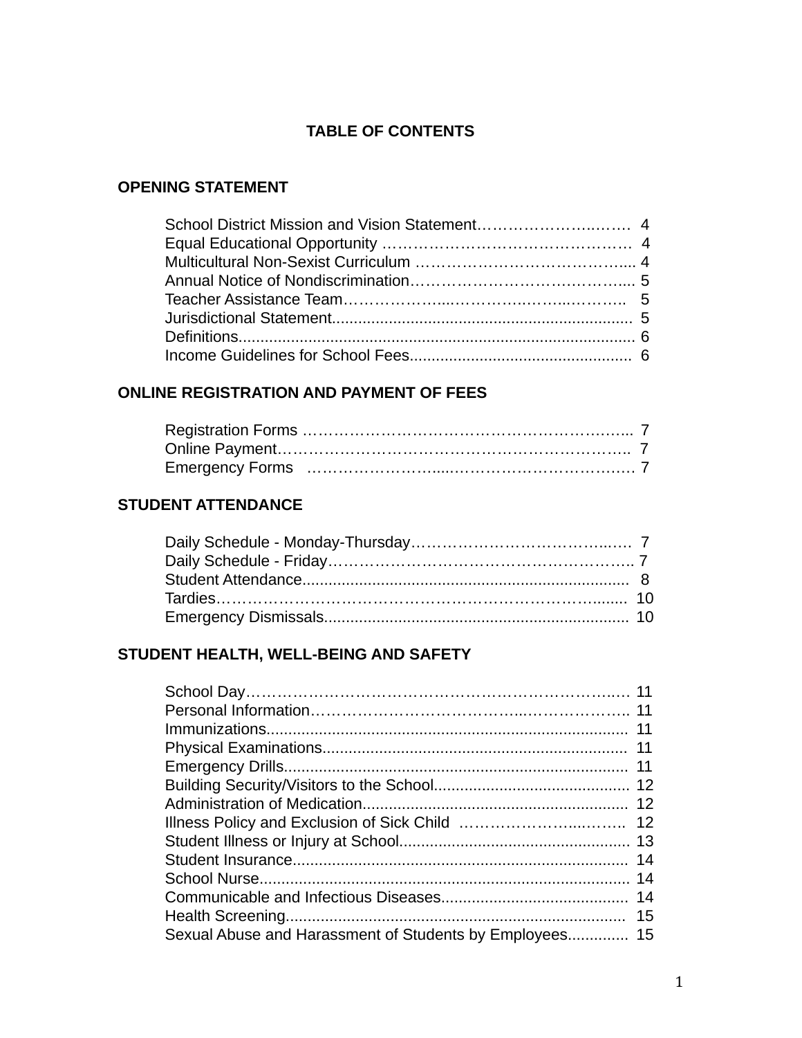# TABLE OF CONTENTS

## OPENING STATEMENT

School District Mission and Vision Statement.......................... 4
Equal Educational Opportunity ............................................ 4
Multicultural Non-Sexist Curriculum ..................................... 4
Annual Notice of Nondiscrimination...................................... 5
Teacher Assistance Team................................................... 5
Jurisdictional Statement...................................................... 5
Definitions......................................................................... 6
Income Guidelines for School Fees........................................ 6

## ONLINE REGISTRATION AND PAYMENT OF FEES

Registration Forms ............................................................. 7
Online Payment.................................................................. 7
Emergency Forms .............................................................. 7

## STUDENT ATTENDANCE

Daily Schedule - Monday-Thursday........................................ 7
Daily Schedule - Friday........................................................ 7
Student Attendance............................................................. 8
Tardies............................................................................. 10
Emergency Dismissals......................................................... 10

## STUDENT HEALTH, WELL-BEING AND SAFETY

School Day........................................................................ 11
Personal Information........................................................... 11
Immunizations.................................................................... 11
Physical Examinations......................................................... 11
Emergency Drills................................................................. 11
Building Security/Visitors to the School................................... 12
Administration of Medication................................................. 12
Illness Policy and Exclusion of Sick Child ................................ 12
Student Illness or Injury at School........................................... 13
Student Insurance............................................................... 14
School Nurse...................................................................... 14
Communicable and Infectious Diseases.................................... 14
Health Screening................................................................. 15
Sexual Abuse and Harassment of Students by Employees............. 15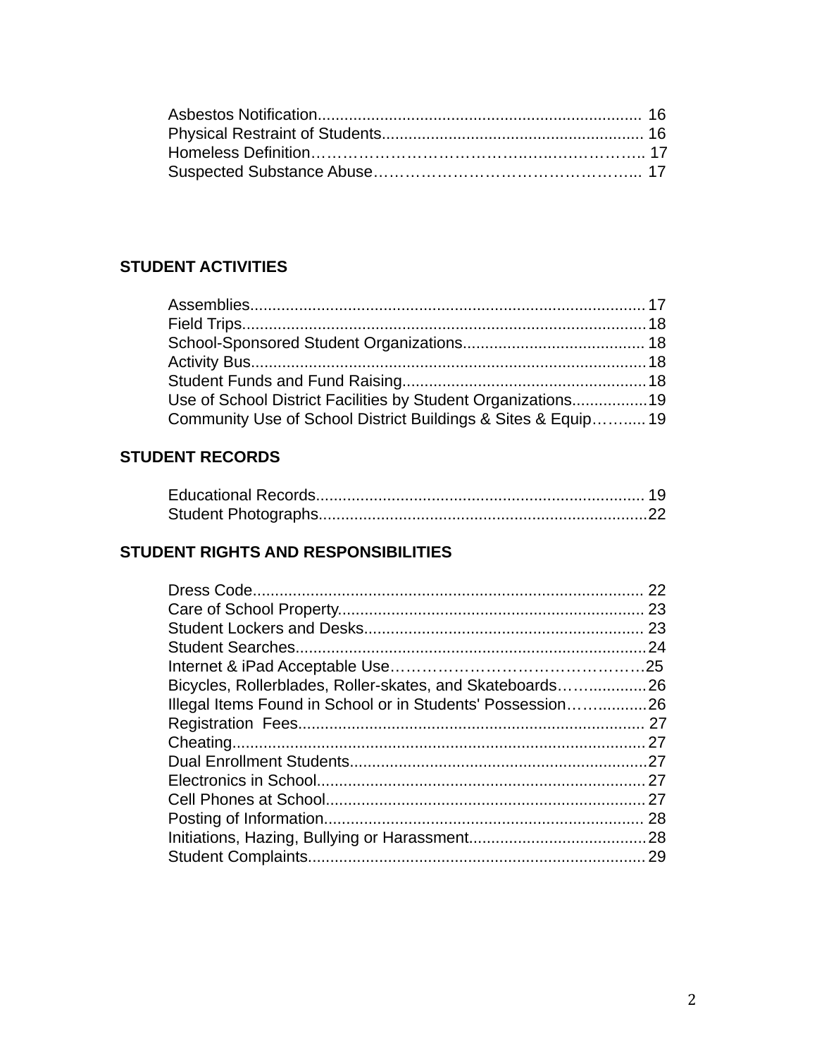Asbestos Notification........................................................................ 16
Physical Restraint of Students.......................................................... 16
Homeless Definition……………………………………….…….……………….. 17
Suspected Substance Abuse…………………………………………….... 17

**STUDENT ACTIVITIES**

Assemblies........................................................................................ 17
Field Trips.......................................................................................... 18
School-Sponsored Student Organizations........................................ 18
Activity Bus........................................................................................ 18
Student Funds and Fund Raising...................................................... 18
Use of School District Facilities by Student Organizations................. 19
Community Use of School District Buildings & Sites & Equip……..... 19

**STUDENT RECORDS**

Educational Records......................................................................... 19
Student Photographs......................................................................... 22

**STUDENT RIGHTS AND RESPONSIBILITIES**

Dress Code........................................................................................ 22
Care of School Property.................................................................... 23
Student Lockers and Desks.............................................................. 23
Student Searches.............................................................................. 24
Internet & iPad Acceptable Use…………………………………………25
Bicycles, Rollerblades, Roller-skates, and Skateboards……............. 26
Illegal Items Found in School or in Students' Possession……........... 26
Registration Fees............................................................................. 27
Cheating............................................................................................ 27
Dual Enrollment Students.................................................................. 27
Electronics in School......................................................................... 27
Cell Phones at School....................................................................... 27
Posting of Information....................................................................... 28
Initiations, Hazing, Bullying or Harassment........................................ 28
Student Complaints........................................................................... 29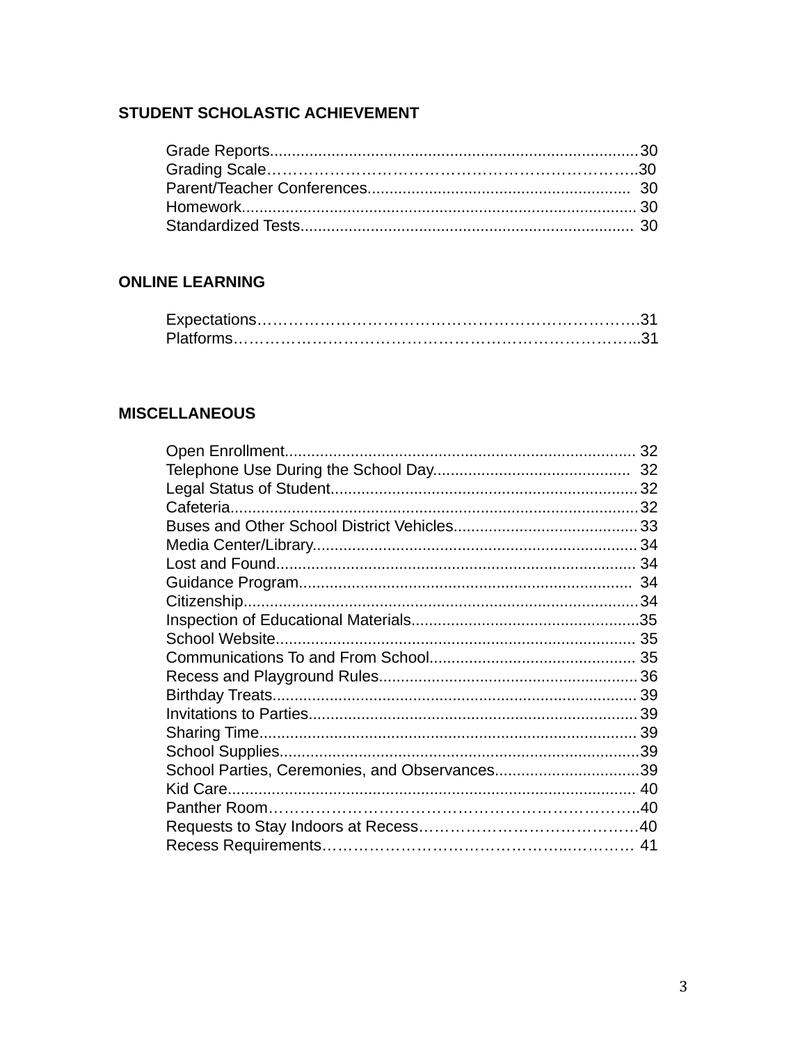## STUDENT SCHOLASTIC ACHIEVEMENT

Grade Reports.................................................................................30
Grading Scale……………………………………………………………..30
Parent/Teacher Conferences........................................................... 30
Homework.........................................................................................30
Standardized Tests........................................................................... 30

## ONLINE LEARNING

Expectations…………………………………………………………….31
Platforms………………………………………………………………..31

## MISCELLANEOUS

Open Enrollment................................................................................ 32
Telephone Use During the School Day............................................ 32
Legal Status of Student.....................................................................32
Cafeteria............................................................................................32
Buses and Other School District Vehicles.........................................33
Media Center/Library.........................................................................34
Lost and Found................................................................................. 34
Guidance Program............................................................................ 34
Citizenship.........................................................................................34
Inspection of Educational Materials...................................................35
School Website................................................................................. 35
Communications To and From School............................................... 35
Recess and Playground Rules...........................................................36
Birthday Treats.................................................................................. 39
Invitations to Parties...........................................................................39
Sharing Time...................................................................................... 39
School Supplies..................................................................................39
School Parties, Ceremonies, and Observances.................................39
Kid Care............................................................................................. 40
Panther Room…………………………………………………………..40
Requests to Stay Indoors at Recess……………………………………40
Recess Requirements…………………………………………..……… 41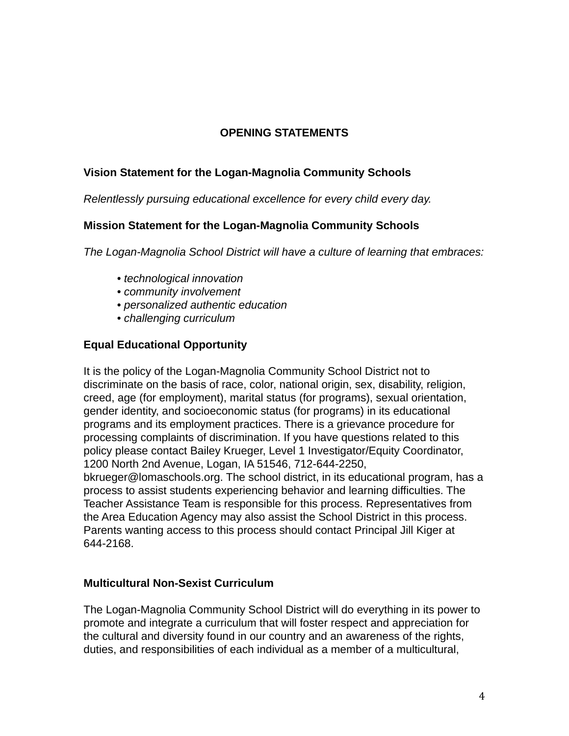# OPENING STATEMENTS

## Vision Statement for the Logan-Magnolia Community Schools

*Relentlessly pursuing educational excellence for every child every day.*

## Mission Statement for the Logan-Magnolia Community Schools

*The Logan-Magnolia School District will have a culture of learning that embraces:*

- *technological innovation*
- *community involvement*
- *personalized authentic education*
- *challenging curriculum*

## Equal Educational Opportunity

It is the policy of the Logan-Magnolia Community School District not to discriminate on the basis of race, color, national origin, sex, disability, religion, creed, age (for employment), marital status (for programs), sexual orientation, gender identity, and socioeconomic status (for programs) in its educational programs and its employment practices. There is a grievance procedure for processing complaints of discrimination. If you have questions related to this policy please contact Bailey Krueger, Level 1 Investigator/Equity Coordinator, 1200 North 2nd Avenue, Logan, IA 51546, 712-644-2250, bkrueger@lomaschools.org. The school district, in its educational program, has a process to assist students experiencing behavior and learning difficulties. The Teacher Assistance Team is responsible for this process. Representatives from the Area Education Agency may also assist the School District in this process. Parents wanting access to this process should contact Principal Jill Kiger at 644-2168.

## Multicultural Non-Sexist Curriculum

The Logan-Magnolia Community School District will do everything in its power to promote and integrate a curriculum that will foster respect and appreciation for the cultural and diversity found in our country and an awareness of the rights, duties, and responsibilities of each individual as a member of a multicultural,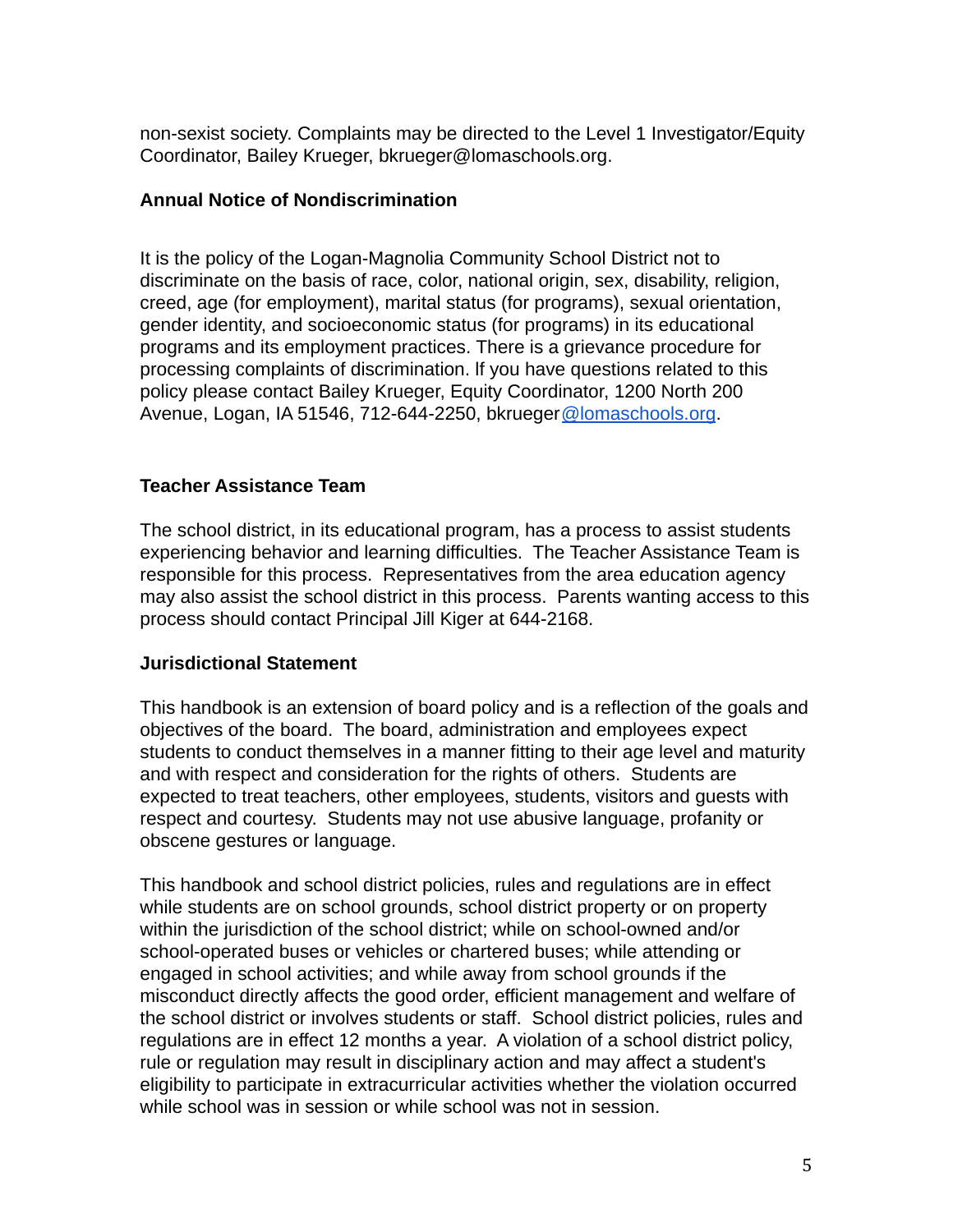non-sexist society. Complaints may be directed to the Level 1 Investigator/Equity Coordinator, Bailey Krueger, bkrueger@lomaschools.org.

**Annual Notice of Nondiscrimination**

It is the policy of the Logan-Magnolia Community School District not to discriminate on the basis of race, color, national origin, sex, disability, religion, creed, age (for employment), marital status (for programs), sexual orientation, gender identity, and socioeconomic status (for programs) in its educational programs and its employment practices. There is a grievance procedure for processing complaints of discrimination. If you have questions related to this policy please contact Bailey Krueger, Equity Coordinator, 1200 North 200 Avenue, Logan, IA 51546, 712-644-2250, bkrueger@lomaschools.org.

**Teacher Assistance Team**

The school district, in its educational program, has a process to assist students experiencing behavior and learning difficulties. The Teacher Assistance Team is responsible for this process. Representatives from the area education agency may also assist the school district in this process. Parents wanting access to this process should contact Principal Jill Kiger at 644-2168.

**Jurisdictional Statement**

This handbook is an extension of board policy and is a reflection of the goals and objectives of the board. The board, administration and employees expect students to conduct themselves in a manner fitting to their age level and maturity and with respect and consideration for the rights of others. Students are expected to treat teachers, other employees, students, visitors and guests with respect and courtesy. Students may not use abusive language, profanity or obscene gestures or language.

This handbook and school district policies, rules and regulations are in effect while students are on school grounds, school district property or on property within the jurisdiction of the school district; while on school-owned and/or school-operated buses or vehicles or chartered buses; while attending or engaged in school activities; and while away from school grounds if the misconduct directly affects the good order, efficient management and welfare of the school district or involves students or staff. School district policies, rules and regulations are in effect 12 months a year. A violation of a school district policy, rule or regulation may result in disciplinary action and may affect a student's eligibility to participate in extracurricular activities whether the violation occurred while school was in session or while school was not in session.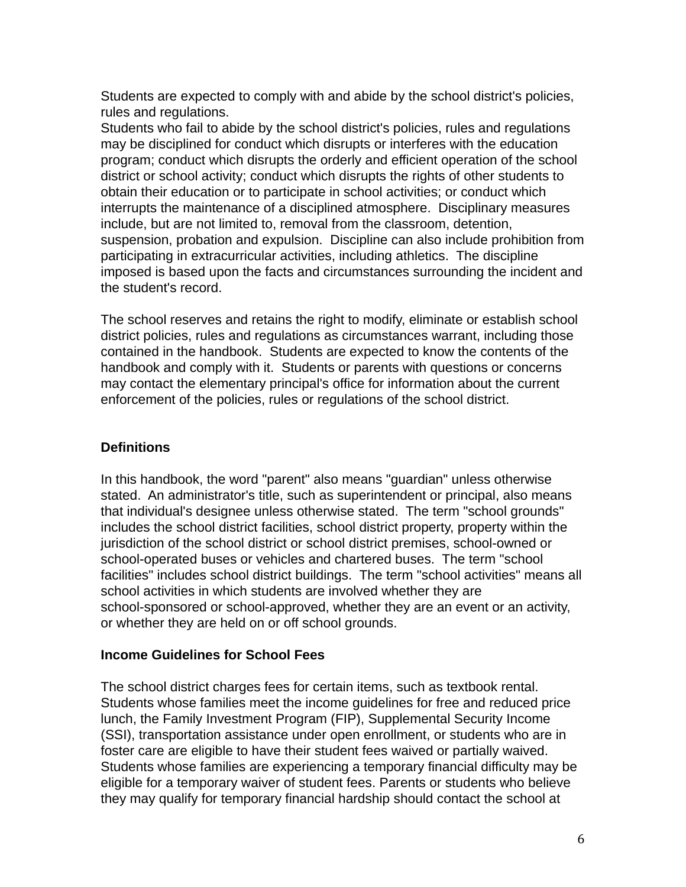Students are expected to comply with and abide by the school district's policies, rules and regulations.
Students who fail to abide by the school district's policies, rules and regulations may be disciplined for conduct which disrupts or interferes with the education program; conduct which disrupts the orderly and efficient operation of the school district or school activity; conduct which disrupts the rights of other students to obtain their education or to participate in school activities; or conduct which interrupts the maintenance of a disciplined atmosphere. Disciplinary measures include, but are not limited to, removal from the classroom, detention, suspension, probation and expulsion. Discipline can also include prohibition from participating in extracurricular activities, including athletics. The discipline imposed is based upon the facts and circumstances surrounding the incident and the student's record.

The school reserves and retains the right to modify, eliminate or establish school district policies, rules and regulations as circumstances warrant, including those contained in the handbook. Students are expected to know the contents of the handbook and comply with it. Students or parents with questions or concerns may contact the elementary principal's office for information about the current enforcement of the policies, rules or regulations of the school district.

**Definitions**

In this handbook, the word "parent" also means "guardian" unless otherwise stated. An administrator's title, such as superintendent or principal, also means that individual's designee unless otherwise stated. The term "school grounds" includes the school district facilities, school district property, property within the jurisdiction of the school district or school district premises, school-owned or school-operated buses or vehicles and chartered buses. The term "school facilities" includes school district buildings. The term "school activities" means all school activities in which students are involved whether they are school-sponsored or school-approved, whether they are an event or an activity, or whether they are held on or off school grounds.

**Income Guidelines for School Fees**

The school district charges fees for certain items, such as textbook rental. Students whose families meet the income guidelines for free and reduced price lunch, the Family Investment Program (FIP), Supplemental Security Income (SSI), transportation assistance under open enrollment, or students who are in foster care are eligible to have their student fees waived or partially waived. Students whose families are experiencing a temporary financial difficulty may be eligible for a temporary waiver of student fees. Parents or students who believe they may qualify for temporary financial hardship should contact the school at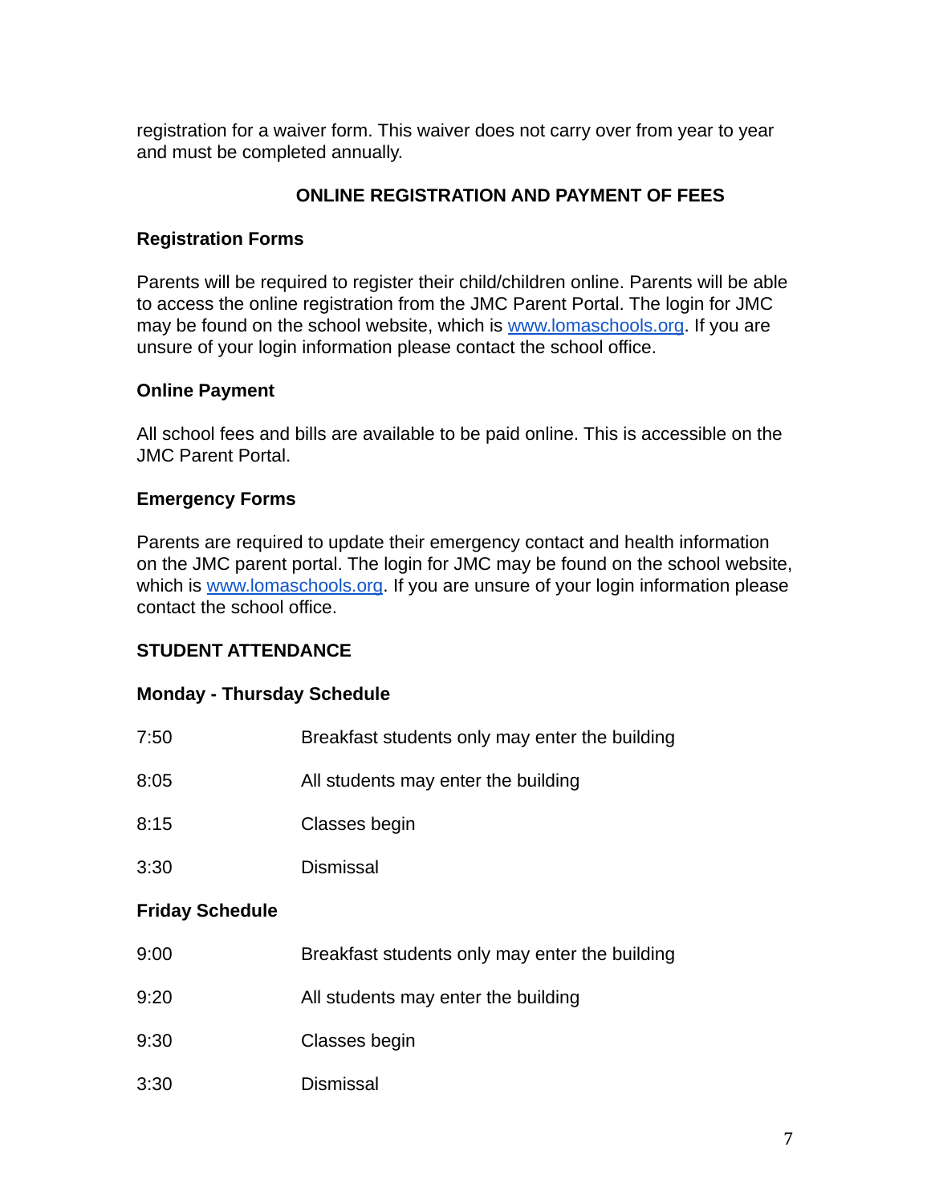registration for a waiver form. This waiver does not carry over from year to year and must be completed annually.

## ONLINE REGISTRATION AND PAYMENT OF FEES

### Registration Forms

Parents will be required to register their child/children online. Parents will be able to access the online registration from the JMC Parent Portal. The login for JMC may be found on the school website, which is [www.lomaschools.org](http://www.lomaschools.org). If you are unsure of your login information please contact the school office.

### Online Payment

All school fees and bills are available to be paid online. This is accessible on the JMC Parent Portal.

### Emergency Forms

Parents are required to update their emergency contact and health information on the JMC parent portal. The login for JMC may be found on the school website, which is [www.lomaschools.org](http://www.lomaschools.org). If you are unsure of your login information please contact the school office.

## STUDENT ATTENDANCE

### Monday - Thursday Schedule

| | |
|---|---|
| 7:50 | Breakfast students only may enter the building |
| 8:05 | All students may enter the building |
| 8:15 | Classes begin |
| 3:30 | Dismissal |

### Friday Schedule

| | |
|---|---|
| 9:00 | Breakfast students only may enter the building |
| 9:20 | All students may enter the building |
| 9:30 | Classes begin |
| 3:30 | Dismissal |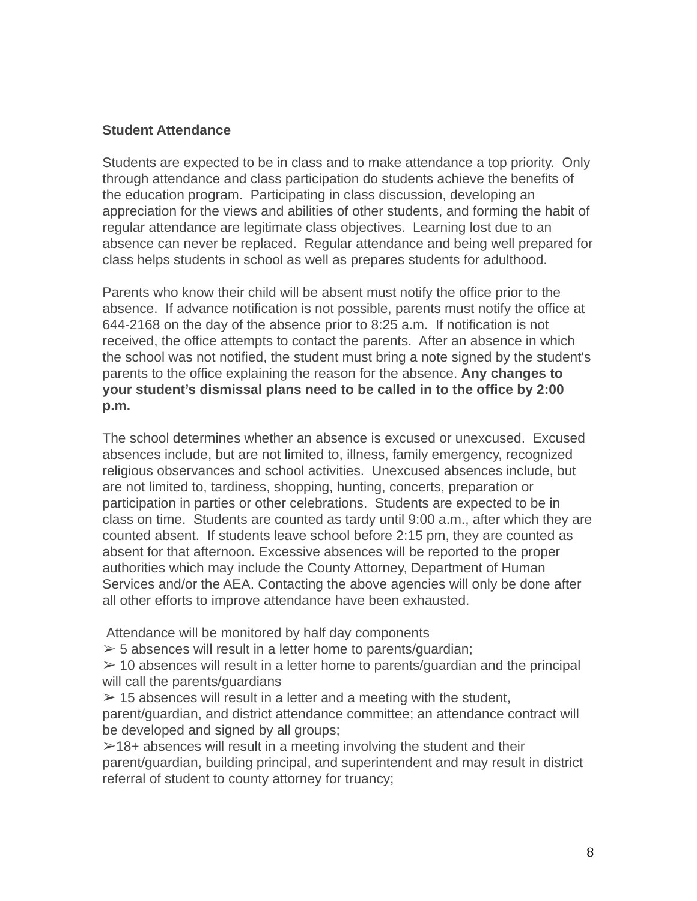**Student Attendance**

Students are expected to be in class and to make attendance a top priority. Only through attendance and class participation do students achieve the benefits of the education program. Participating in class discussion, developing an appreciation for the views and abilities of other students, and forming the habit of regular attendance are legitimate class objectives. Learning lost due to an absence can never be replaced. Regular attendance and being well prepared for class helps students in school as well as prepares students for adulthood.

Parents who know their child will be absent must notify the office prior to the absence. If advance notification is not possible, parents must notify the office at 644-2168 on the day of the absence prior to 8:25 a.m. If notification is not received, the office attempts to contact the parents. After an absence in which the school was not notified, the student must bring a note signed by the student's parents to the office explaining the reason for the absence. **Any changes to your student's dismissal plans need to be called in to the office by 2:00 p.m.**

The school determines whether an absence is excused or unexcused. Excused absences include, but are not limited to, illness, family emergency, recognized religious observances and school activities. Unexcused absences include, but are not limited to, tardiness, shopping, hunting, concerts, preparation or participation in parties or other celebrations. Students are expected to be in class on time. Students are counted as tardy until 9:00 a.m., after which they are counted absent. If students leave school before 2:15 pm, they are counted as absent for that afternoon. Excessive absences will be reported to the proper authorities which may include the County Attorney, Department of Human Services and/or the AEA. Contacting the above agencies will only be done after all other efforts to improve attendance have been exhausted.

Attendance will be monitored by half day components

➢ 5 absences will result in a letter home to parents/guardian;

➢ 10 absences will result in a letter home to parents/guardian and the principal will call the parents/guardians

➢ 15 absences will result in a letter and a meeting with the student, parent/guardian, and district attendance committee; an attendance contract will be developed and signed by all groups;

➢18+ absences will result in a meeting involving the student and their parent/guardian, building principal, and superintendent and may result in district referral of student to county attorney for truancy;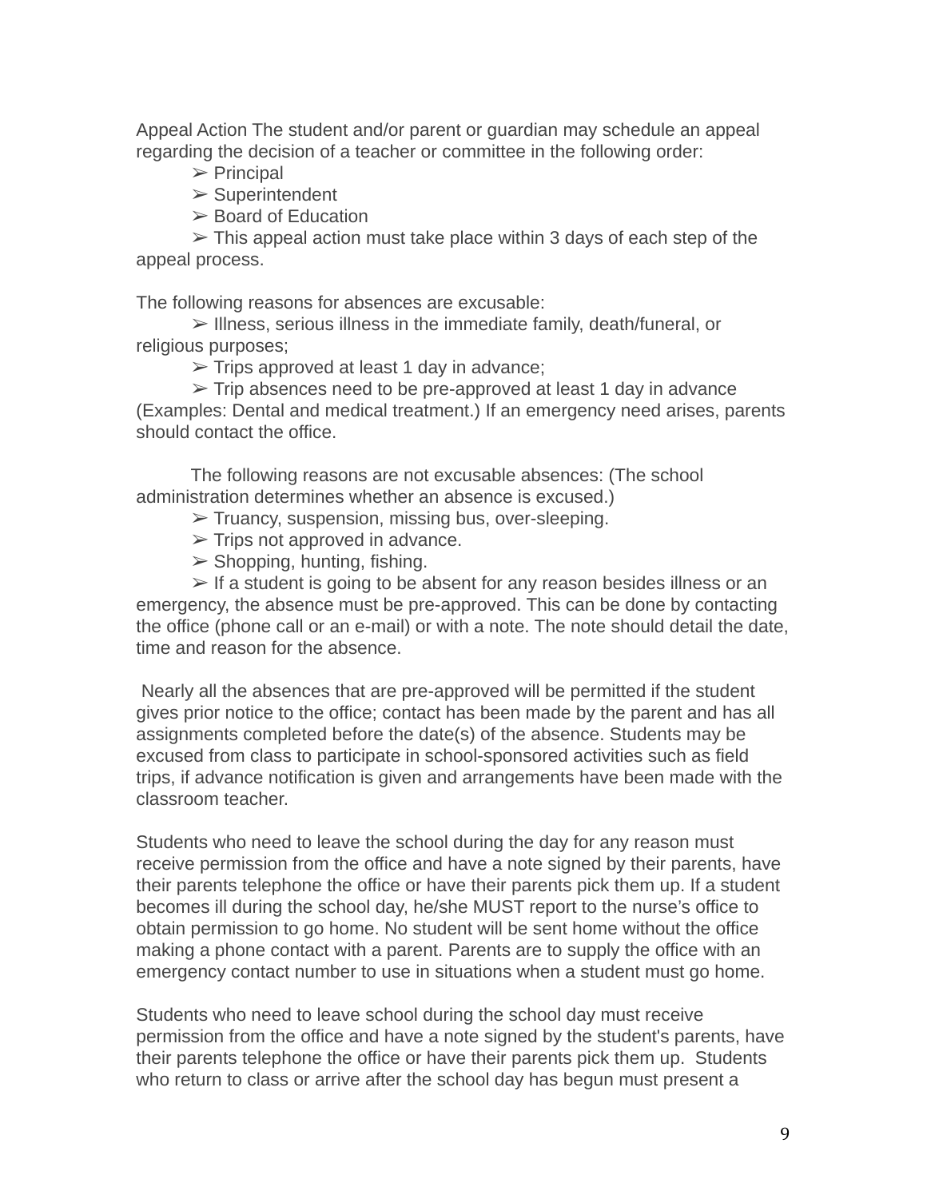Appeal Action The student and/or parent or guardian may schedule an appeal regarding the decision of a teacher or committee in the following order:

- ➢ Principal
- ➢ Superintendent
- ➢ Board of Education
- ➢ This appeal action must take place within 3 days of each step of the appeal process.

The following reasons for absences are excusable:

- ➢ Illness, serious illness in the immediate family, death/funeral, or religious purposes;
- ➢ Trips approved at least 1 day in advance;
- ➢ Trip absences need to be pre-approved at least 1 day in advance (Examples: Dental and medical treatment.) If an emergency need arises, parents should contact the office.

The following reasons are not excusable absences: (The school administration determines whether an absence is excused.)

- ➢ Truancy, suspension, missing bus, over-sleeping.
- ➢ Trips not approved in advance.
- ➢ Shopping, hunting, fishing.
- ➢ If a student is going to be absent for any reason besides illness or an emergency, the absence must be pre-approved. This can be done by contacting the office (phone call or an e-mail) or with a note. The note should detail the date, time and reason for the absence.

Nearly all the absences that are pre-approved will be permitted if the student gives prior notice to the office; contact has been made by the parent and has all assignments completed before the date(s) of the absence. Students may be excused from class to participate in school-sponsored activities such as field trips, if advance notification is given and arrangements have been made with the classroom teacher.

Students who need to leave the school during the day for any reason must receive permission from the office and have a note signed by their parents, have their parents telephone the office or have their parents pick them up. If a student becomes ill during the school day, he/she MUST report to the nurse's office to obtain permission to go home. No student will be sent home without the office making a phone contact with a parent. Parents are to supply the office with an emergency contact number to use in situations when a student must go home.

Students who need to leave school during the school day must receive permission from the office and have a note signed by the student's parents, have their parents telephone the office or have their parents pick them up. Students who return to class or arrive after the school day has begun must present a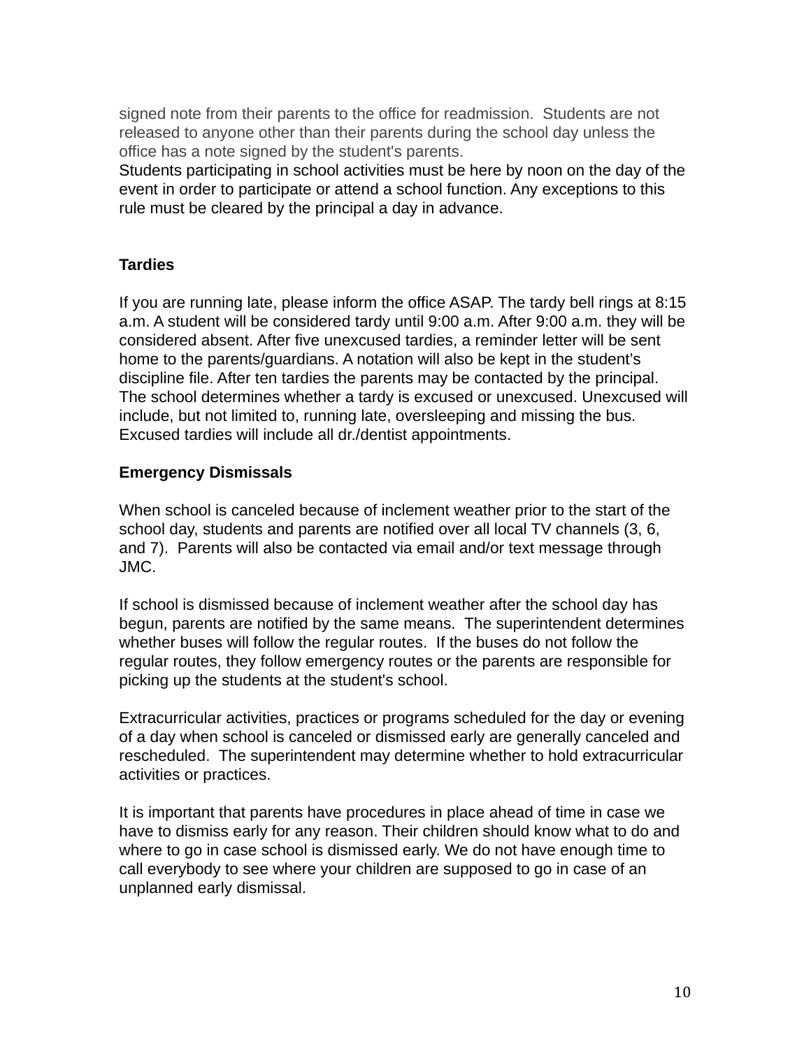signed note from their parents to the office for readmission.  Students are not released to anyone other than their parents during the school day unless the office has a note signed by the student's parents.

Students participating in school activities must be here by noon on the day of the event in order to participate or attend a school function. Any exceptions to this rule must be cleared by the principal a day in advance.

**Tardies**

If you are running late, please inform the office ASAP. The tardy bell rings at 8:15 a.m. A student will be considered tardy until 9:00 a.m. After 9:00 a.m. they will be considered absent. After five unexcused tardies, a reminder letter will be sent home to the parents/guardians. A notation will also be kept in the student's discipline file. After ten tardies the parents may be contacted by the principal. The school determines whether a tardy is excused or unexcused. Unexcused will include, but not limited to, running late, oversleeping and missing the bus. Excused tardies will include all dr./dentist appointments.

**Emergency Dismissals**

When school is canceled because of inclement weather prior to the start of the school day, students and parents are notified over all local TV channels (3, 6, and 7).  Parents will also be contacted via email and/or text message through JMC.

If school is dismissed because of inclement weather after the school day has begun, parents are notified by the same means.  The superintendent determines whether buses will follow the regular routes.  If the buses do not follow the regular routes, they follow emergency routes or the parents are responsible for picking up the students at the student's school.

Extracurricular activities, practices or programs scheduled for the day or evening of a day when school is canceled or dismissed early are generally canceled and rescheduled.  The superintendent may determine whether to hold extracurricular activities or practices.

It is important that parents have procedures in place ahead of time in case we have to dismiss early for any reason. Their children should know what to do and where to go in case school is dismissed early. We do not have enough time to call everybody to see where your children are supposed to go in case of an unplanned early dismissal.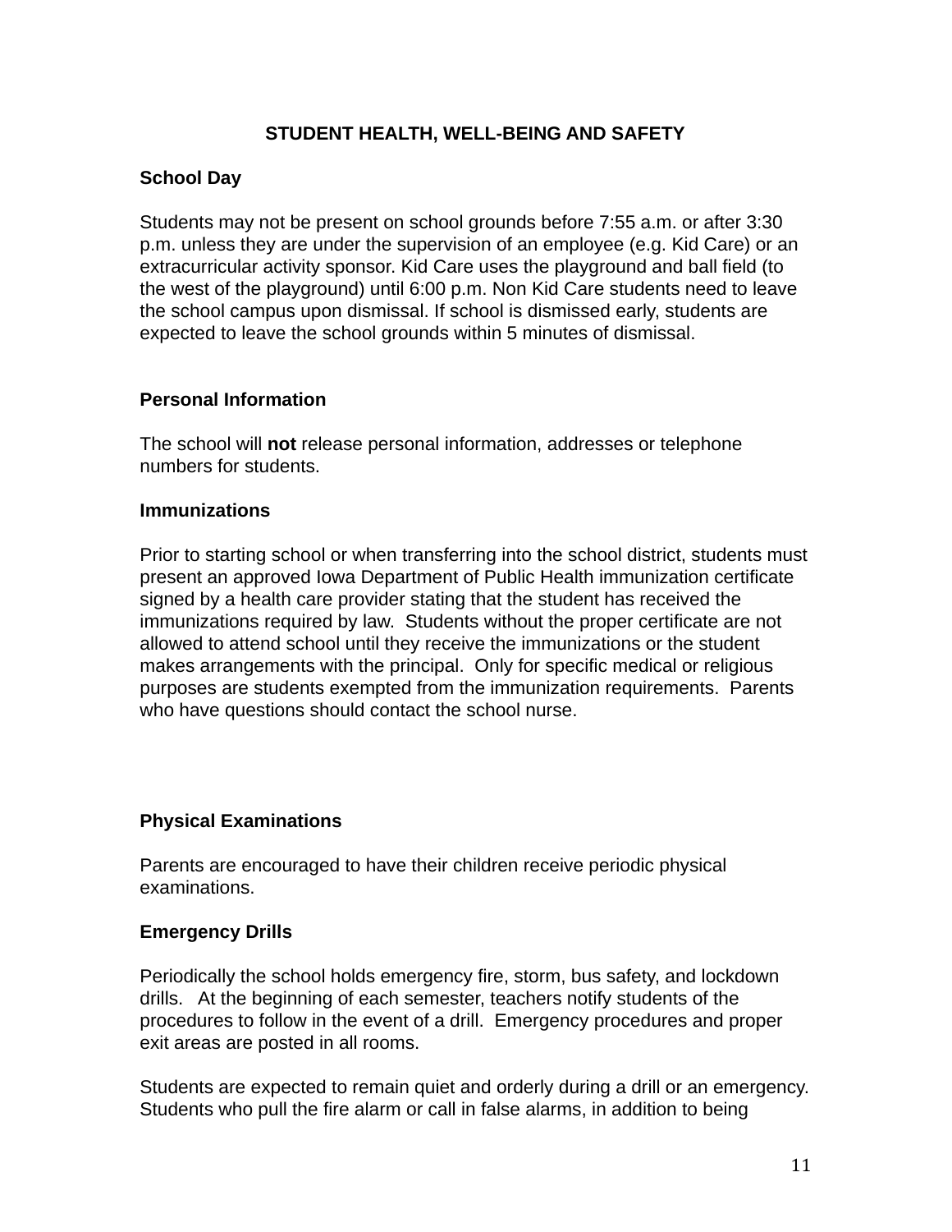## STUDENT HEALTH, WELL-BEING AND SAFETY

### School Day

Students may not be present on school grounds before 7:55 a.m. or after 3:30 p.m. unless they are under the supervision of an employee (e.g. Kid Care) or an extracurricular activity sponsor. Kid Care uses the playground and ball field (to the west of the playground) until 6:00 p.m. Non Kid Care students need to leave the school campus upon dismissal. If school is dismissed early, students are expected to leave the school grounds within 5 minutes of dismissal.

### Personal Information

The school will **not** release personal information, addresses or telephone numbers for students.

### Immunizations

Prior to starting school or when transferring into the school district, students must present an approved Iowa Department of Public Health immunization certificate signed by a health care provider stating that the student has received the immunizations required by law. Students without the proper certificate are not allowed to attend school until they receive the immunizations or the student makes arrangements with the principal. Only for specific medical or religious purposes are students exempted from the immunization requirements. Parents who have questions should contact the school nurse.

### Physical Examinations

Parents are encouraged to have their children receive periodic physical examinations.

### Emergency Drills

Periodically the school holds emergency fire, storm, bus safety, and lockdown drills. At the beginning of each semester, teachers notify students of the procedures to follow in the event of a drill. Emergency procedures and proper exit areas are posted in all rooms.

Students are expected to remain quiet and orderly during a drill or an emergency. Students who pull the fire alarm or call in false alarms, in addition to being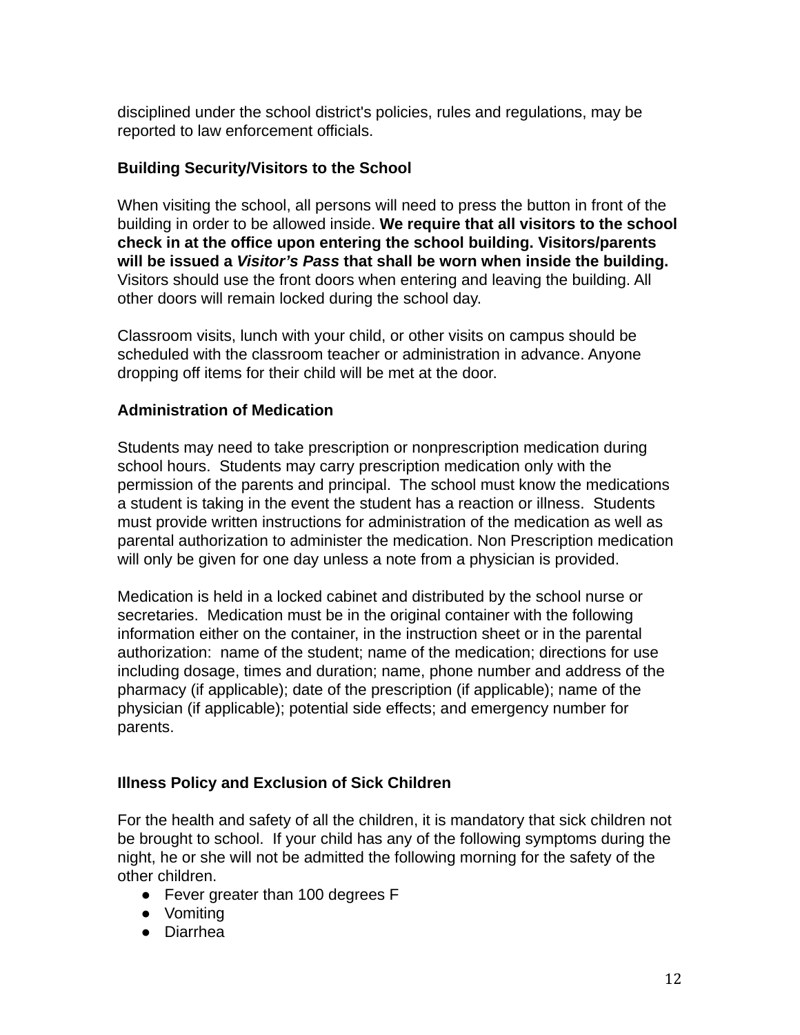disciplined under the school district's policies, rules and regulations, may be reported to law enforcement officials.

### Building Security/Visitors to the School

When visiting the school, all persons will need to press the button in front of the building in order to be allowed inside. **We require that all visitors to the school check in at the office upon entering the school building. Visitors/parents will be issued a *Visitor's Pass* that shall be worn when inside the building.** Visitors should use the front doors when entering and leaving the building. All other doors will remain locked during the school day.

Classroom visits, lunch with your child, or other visits on campus should be scheduled with the classroom teacher or administration in advance. Anyone dropping off items for their child will be met at the door.

### Administration of Medication

Students may need to take prescription or nonprescription medication during school hours. Students may carry prescription medication only with the permission of the parents and principal. The school must know the medications a student is taking in the event the student has a reaction or illness. Students must provide written instructions for administration of the medication as well as parental authorization to administer the medication. Non Prescription medication will only be given for one day unless a note from a physician is provided.

Medication is held in a locked cabinet and distributed by the school nurse or secretaries. Medication must be in the original container with the following information either on the container, in the instruction sheet or in the parental authorization: name of the student; name of the medication; directions for use including dosage, times and duration; name, phone number and address of the pharmacy (if applicable); date of the prescription (if applicable); name of the physician (if applicable); potential side effects; and emergency number for parents.

### Illness Policy and Exclusion of Sick Children

For the health and safety of all the children, it is mandatory that sick children not be brought to school. If your child has any of the following symptoms during the night, he or she will not be admitted the following morning for the safety of the other children.

- Fever greater than 100 degrees F
- Vomiting
- Diarrhea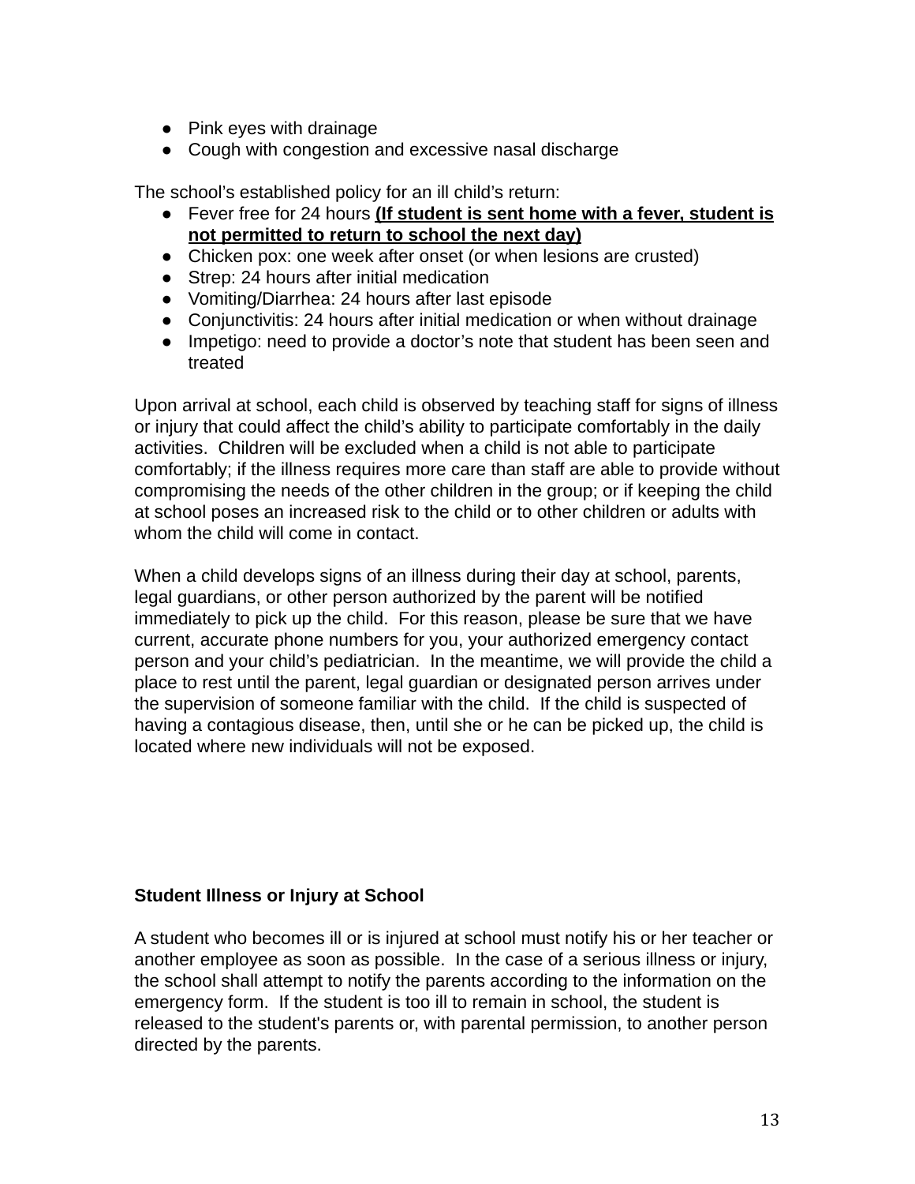- Pink eyes with drainage
- Cough with congestion and excessive nasal discharge

The school's established policy for an ill child's return:

- Fever free for 24 hours **<u>(If student is sent home with a fever, student is not permitted to return to school the next day)</u>**
- Chicken pox: one week after onset (or when lesions are crusted)
- Strep: 24 hours after initial medication
- Vomiting/Diarrhea: 24 hours after last episode
- Conjunctivitis: 24 hours after initial medication or when without drainage
- Impetigo: need to provide a doctor's note that student has been seen and treated

Upon arrival at school, each child is observed by teaching staff for signs of illness or injury that could affect the child's ability to participate comfortably in the daily activities. Children will be excluded when a child is not able to participate comfortably; if the illness requires more care than staff are able to provide without compromising the needs of the other children in the group; or if keeping the child at school poses an increased risk to the child or to other children or adults with whom the child will come in contact.

When a child develops signs of an illness during their day at school, parents, legal guardians, or other person authorized by the parent will be notified immediately to pick up the child. For this reason, please be sure that we have current, accurate phone numbers for you, your authorized emergency contact person and your child's pediatrician. In the meantime, we will provide the child a place to rest until the parent, legal guardian or designated person arrives under the supervision of someone familiar with the child. If the child is suspected of having a contagious disease, then, until she or he can be picked up, the child is located where new individuals will not be exposed.

**Student Illness or Injury at School**

A student who becomes ill or is injured at school must notify his or her teacher or another employee as soon as possible. In the case of a serious illness or injury, the school shall attempt to notify the parents according to the information on the emergency form. If the student is too ill to remain in school, the student is released to the student's parents or, with parental permission, to another person directed by the parents.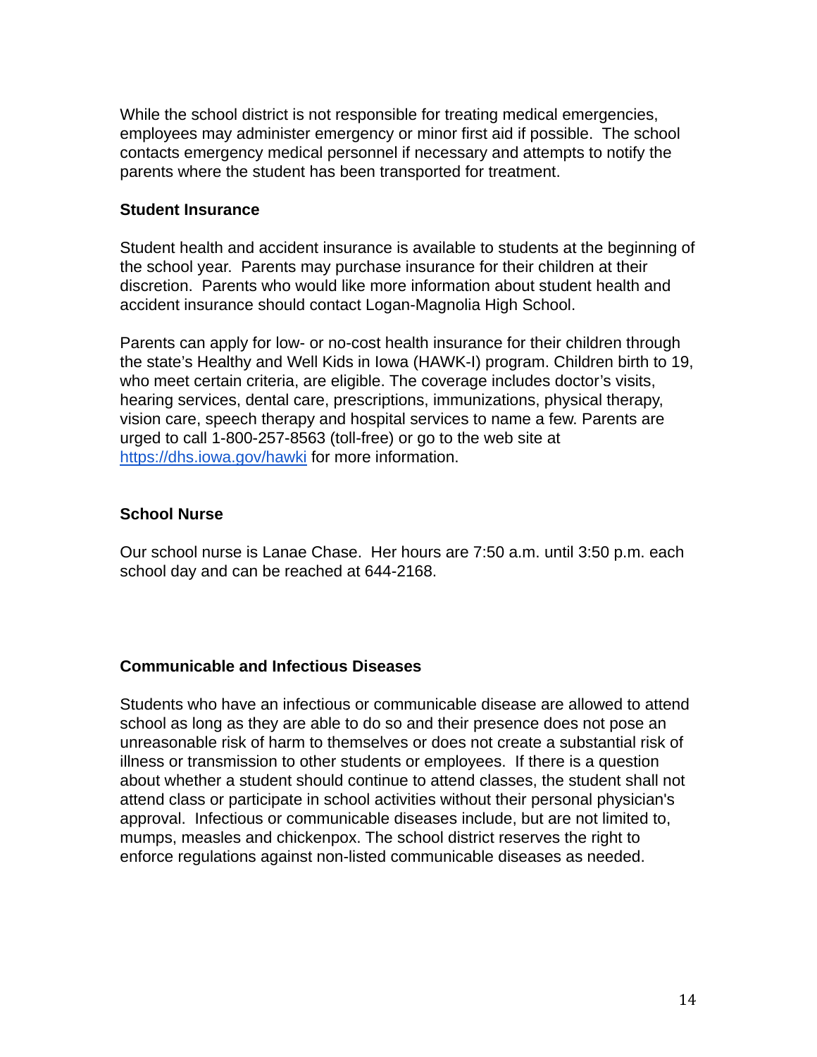While the school district is not responsible for treating medical emergencies, employees may administer emergency or minor first aid if possible. The school contacts emergency medical personnel if necessary and attempts to notify the parents where the student has been transported for treatment.

**Student Insurance**

Student health and accident insurance is available to students at the beginning of the school year. Parents may purchase insurance for their children at their discretion. Parents who would like more information about student health and accident insurance should contact Logan-Magnolia High School.

Parents can apply for low- or no-cost health insurance for their children through the state's Healthy and Well Kids in Iowa (HAWK-I) program. Children birth to 19, who meet certain criteria, are eligible. The coverage includes doctor's visits, hearing services, dental care, prescriptions, immunizations, physical therapy, vision care, speech therapy and hospital services to name a few. Parents are urged to call 1-800-257-8563 (toll-free) or go to the web site at [https://dhs.iowa.gov/hawki](https://dhs.iowa.gov/hawki) for more information.

**School Nurse**

Our school nurse is Lanae Chase. Her hours are 7:50 a.m. until 3:50 p.m. each school day and can be reached at 644-2168.

**Communicable and Infectious Diseases**

Students who have an infectious or communicable disease are allowed to attend school as long as they are able to do so and their presence does not pose an unreasonable risk of harm to themselves or does not create a substantial risk of illness or transmission to other students or employees. If there is a question about whether a student should continue to attend classes, the student shall not attend class or participate in school activities without their personal physician's approval. Infectious or communicable diseases include, but are not limited to, mumps, measles and chickenpox. The school district reserves the right to enforce regulations against non-listed communicable diseases as needed.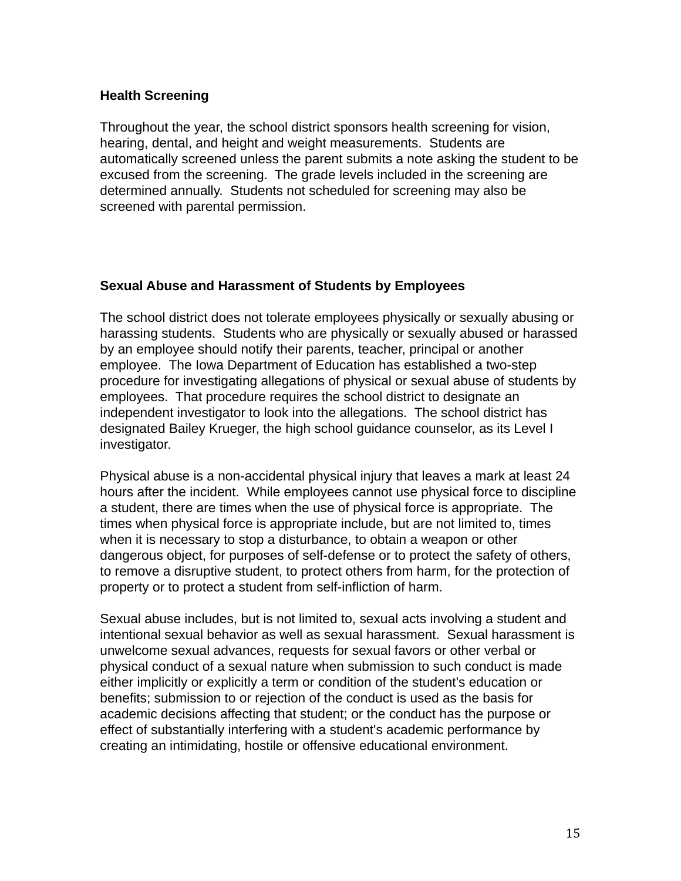**Health Screening**

Throughout the year, the school district sponsors health screening for vision, hearing, dental, and height and weight measurements. Students are automatically screened unless the parent submits a note asking the student to be excused from the screening. The grade levels included in the screening are determined annually. Students not scheduled for screening may also be screened with parental permission.

**Sexual Abuse and Harassment of Students by Employees**

The school district does not tolerate employees physically or sexually abusing or harassing students. Students who are physically or sexually abused or harassed by an employee should notify their parents, teacher, principal or another employee. The Iowa Department of Education has established a two-step procedure for investigating allegations of physical or sexual abuse of students by employees. That procedure requires the school district to designate an independent investigator to look into the allegations. The school district has designated Bailey Krueger, the high school guidance counselor, as its Level I investigator.

Physical abuse is a non-accidental physical injury that leaves a mark at least 24 hours after the incident. While employees cannot use physical force to discipline a student, there are times when the use of physical force is appropriate. The times when physical force is appropriate include, but are not limited to, times when it is necessary to stop a disturbance, to obtain a weapon or other dangerous object, for purposes of self-defense or to protect the safety of others, to remove a disruptive student, to protect others from harm, for the protection of property or to protect a student from self-infliction of harm.

Sexual abuse includes, but is not limited to, sexual acts involving a student and intentional sexual behavior as well as sexual harassment. Sexual harassment is unwelcome sexual advances, requests for sexual favors or other verbal or physical conduct of a sexual nature when submission to such conduct is made either implicitly or explicitly a term or condition of the student's education or benefits; submission to or rejection of the conduct is used as the basis for academic decisions affecting that student; or the conduct has the purpose or effect of substantially interfering with a student's academic performance by creating an intimidating, hostile or offensive educational environment.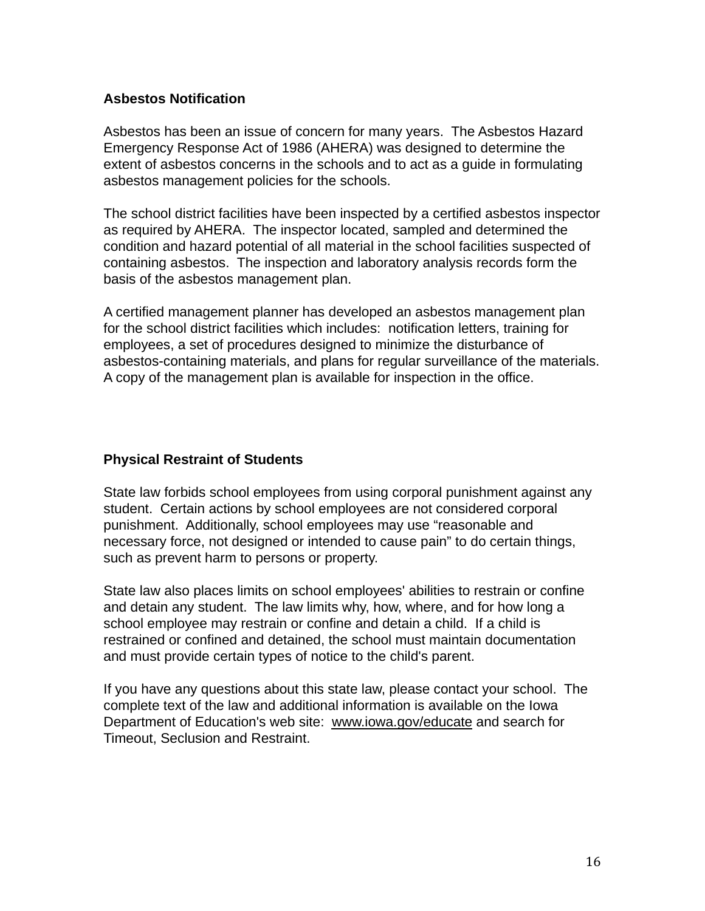**Asbestos Notification**

Asbestos has been an issue of concern for many years. The Asbestos Hazard Emergency Response Act of 1986 (AHERA) was designed to determine the extent of asbestos concerns in the schools and to act as a guide in formulating asbestos management policies for the schools.

The school district facilities have been inspected by a certified asbestos inspector as required by AHERA. The inspector located, sampled and determined the condition and hazard potential of all material in the school facilities suspected of containing asbestos. The inspection and laboratory analysis records form the basis of the asbestos management plan.

A certified management planner has developed an asbestos management plan for the school district facilities which includes: notification letters, training for employees, a set of procedures designed to minimize the disturbance of asbestos-containing materials, and plans for regular surveillance of the materials. A copy of the management plan is available for inspection in the office.

**Physical Restraint of Students**

State law forbids school employees from using corporal punishment against any student. Certain actions by school employees are not considered corporal punishment. Additionally, school employees may use "reasonable and necessary force, not designed or intended to cause pain" to do certain things, such as prevent harm to persons or property.

State law also places limits on school employees' abilities to restrain or confine and detain any student. The law limits why, how, where, and for how long a school employee may restrain or confine and detain a child. If a child is restrained or confined and detained, the school must maintain documentation and must provide certain types of notice to the child's parent.

If you have any questions about this state law, please contact your school. The complete text of the law and additional information is available on the Iowa Department of Education's web site: www.iowa.gov/educate and search for Timeout, Seclusion and Restraint.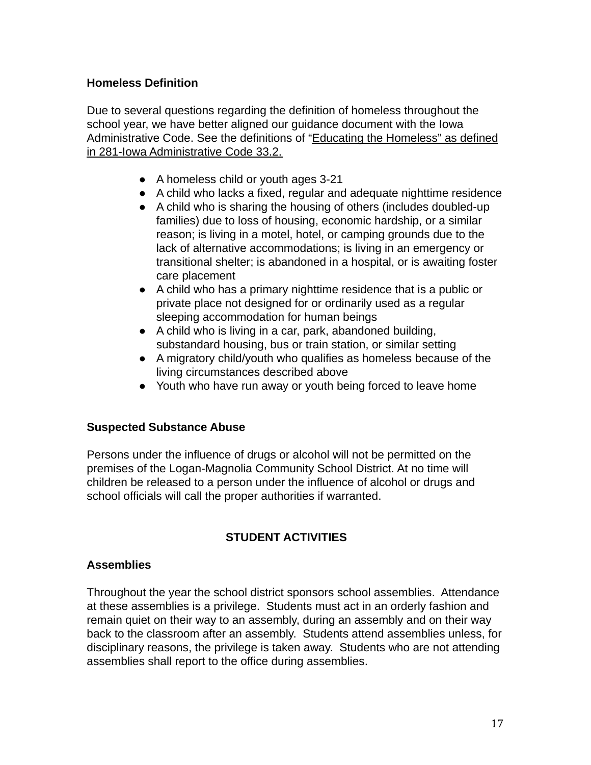**Homeless Definition**

Due to several questions regarding the definition of homeless throughout the school year, we have better aligned our guidance document with the Iowa Administrative Code. See the definitions of "Educating the Homeless" as defined in 281-Iowa Administrative Code 33.2.

- A homeless child or youth ages 3-21
- A child who lacks a fixed, regular and adequate nighttime residence
- A child who is sharing the housing of others (includes doubled-up families) due to loss of housing, economic hardship, or a similar reason; is living in a motel, hotel, or camping grounds due to the lack of alternative accommodations; is living in an emergency or transitional shelter; is abandoned in a hospital, or is awaiting foster care placement
- A child who has a primary nighttime residence that is a public or private place not designed for or ordinarily used as a regular sleeping accommodation for human beings
- A child who is living in a car, park, abandoned building, substandard housing, bus or train station, or similar setting
- A migratory child/youth who qualifies as homeless because of the living circumstances described above
- Youth who have run away or youth being forced to leave home

**Suspected Substance Abuse**

Persons under the influence of drugs or alcohol will not be permitted on the premises of the Logan-Magnolia Community School District. At no time will children be released to a person under the influence of alcohol or drugs and school officials will call the proper authorities if warranted.

## STUDENT ACTIVITIES

**Assemblies**

Throughout the year the school district sponsors school assemblies. Attendance at these assemblies is a privilege. Students must act in an orderly fashion and remain quiet on their way to an assembly, during an assembly and on their way back to the classroom after an assembly. Students attend assemblies unless, for disciplinary reasons, the privilege is taken away. Students who are not attending assemblies shall report to the office during assemblies.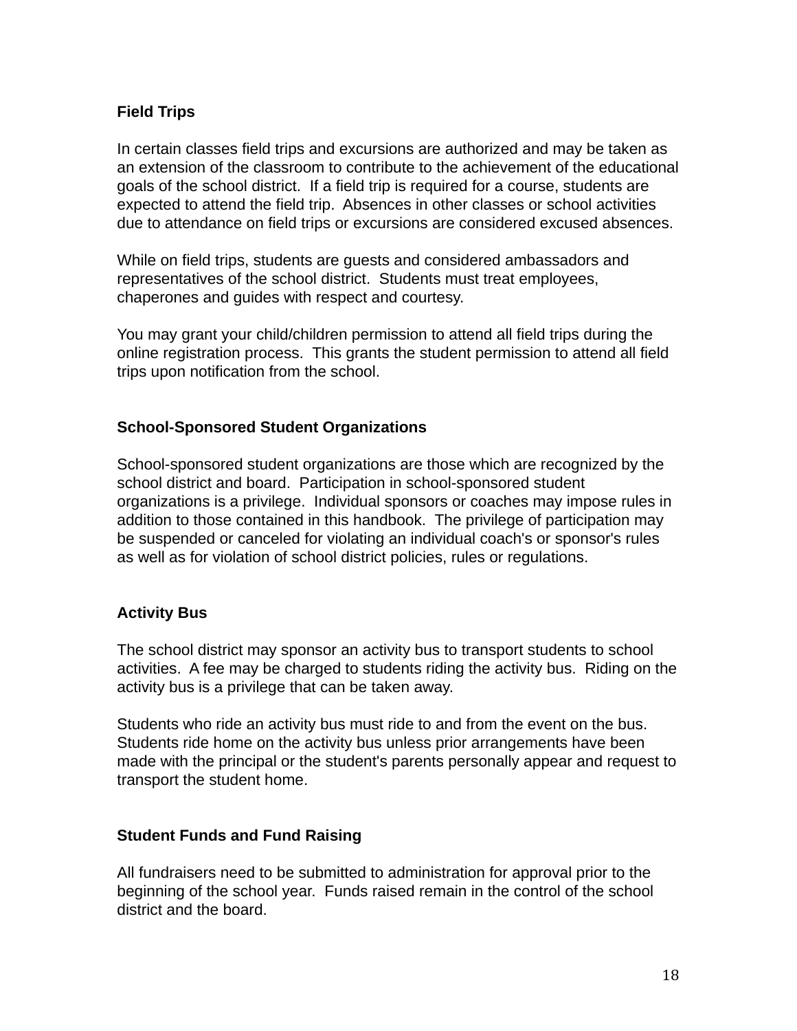### Field Trips

In certain classes field trips and excursions are authorized and may be taken as an extension of the classroom to contribute to the achievement of the educational goals of the school district. If a field trip is required for a course, students are expected to attend the field trip. Absences in other classes or school activities due to attendance on field trips or excursions are considered excused absences.

While on field trips, students are guests and considered ambassadors and representatives of the school district. Students must treat employees, chaperones and guides with respect and courtesy.

You may grant your child/children permission to attend all field trips during the online registration process. This grants the student permission to attend all field trips upon notification from the school.

### School-Sponsored Student Organizations

School-sponsored student organizations are those which are recognized by the school district and board. Participation in school-sponsored student organizations is a privilege. Individual sponsors or coaches may impose rules in addition to those contained in this handbook. The privilege of participation may be suspended or canceled for violating an individual coach's or sponsor's rules as well as for violation of school district policies, rules or regulations.

### Activity Bus

The school district may sponsor an activity bus to transport students to school activities. A fee may be charged to students riding the activity bus. Riding on the activity bus is a privilege that can be taken away.

Students who ride an activity bus must ride to and from the event on the bus. Students ride home on the activity bus unless prior arrangements have been made with the principal or the student's parents personally appear and request to transport the student home.

### Student Funds and Fund Raising

All fundraisers need to be submitted to administration for approval prior to the beginning of the school year. Funds raised remain in the control of the school district and the board.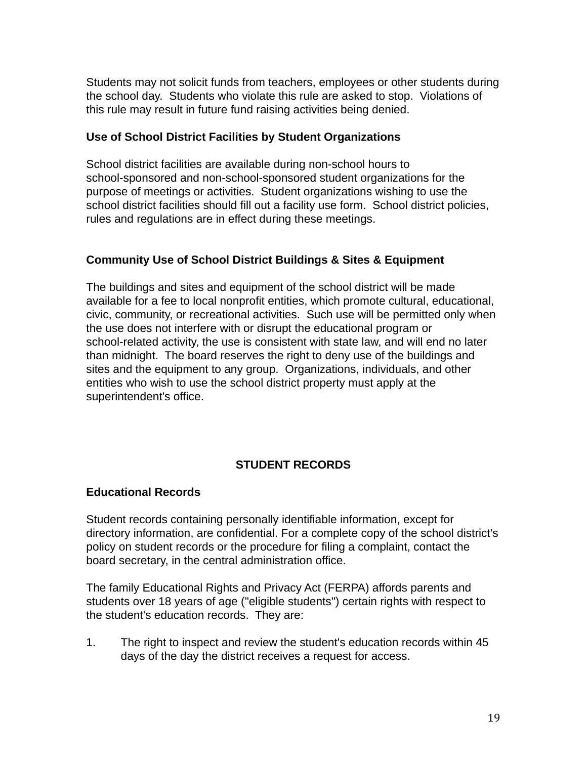Students may not solicit funds from teachers, employees or other students during the school day. Students who violate this rule are asked to stop. Violations of this rule may result in future fund raising activities being denied.

### Use of School District Facilities by Student Organizations

School district facilities are available during non-school hours to school-sponsored and non-school-sponsored student organizations for the purpose of meetings or activities. Student organizations wishing to use the school district facilities should fill out a facility use form. School district policies, rules and regulations are in effect during these meetings.

### Community Use of School District Buildings & Sites & Equipment

The buildings and sites and equipment of the school district will be made available for a fee to local nonprofit entities, which promote cultural, educational, civic, community, or recreational activities. Such use will be permitted only when the use does not interfere with or disrupt the educational program or school-related activity, the use is consistent with state law, and will end no later than midnight. The board reserves the right to deny use of the buildings and sites and the equipment to any group. Organizations, individuals, and other entities who wish to use the school district property must apply at the superintendent's office.

## STUDENT RECORDS

### Educational Records

Student records containing personally identifiable information, except for directory information, are confidential. For a complete copy of the school district's policy on student records or the procedure for filing a complaint, contact the board secretary, in the central administration office.

The family Educational Rights and Privacy Act (FERPA) affords parents and students over 18 years of age ("eligible students") certain rights with respect to the student's education records. They are:

1. The right to inspect and review the student's education records within 45 days of the day the district receives a request for access.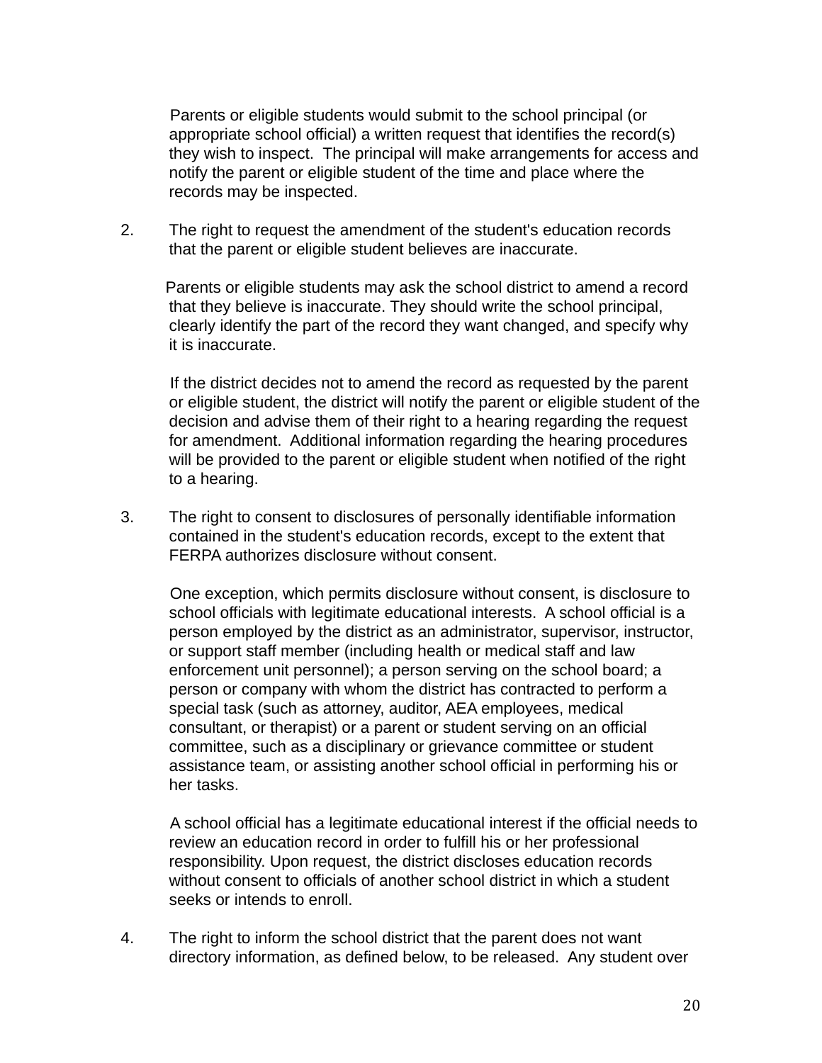Parents or eligible students would submit to the school principal (or appropriate school official) a written request that identifies the record(s) they wish to inspect. The principal will make arrangements for access and notify the parent or eligible student of the time and place where the records may be inspected.

2. The right to request the amendment of the student's education records that the parent or eligible student believes are inaccurate.

   Parents or eligible students may ask the school district to amend a record that they believe is inaccurate. They should write the school principal, clearly identify the part of the record they want changed, and specify why it is inaccurate.

   If the district decides not to amend the record as requested by the parent or eligible student, the district will notify the parent or eligible student of the decision and advise them of their right to a hearing regarding the request for amendment. Additional information regarding the hearing procedures will be provided to the parent or eligible student when notified of the right to a hearing.

3. The right to consent to disclosures of personally identifiable information contained in the student's education records, except to the extent that FERPA authorizes disclosure without consent.

   One exception, which permits disclosure without consent, is disclosure to school officials with legitimate educational interests. A school official is a person employed by the district as an administrator, supervisor, instructor, or support staff member (including health or medical staff and law enforcement unit personnel); a person serving on the school board; a person or company with whom the district has contracted to perform a special task (such as attorney, auditor, AEA employees, medical consultant, or therapist) or a parent or student serving on an official committee, such as a disciplinary or grievance committee or student assistance team, or assisting another school official in performing his or her tasks.

   A school official has a legitimate educational interest if the official needs to review an education record in order to fulfill his or her professional responsibility. Upon request, the district discloses education records without consent to officials of another school district in which a student seeks or intends to enroll.

4. The right to inform the school district that the parent does not want directory information, as defined below, to be released. Any student over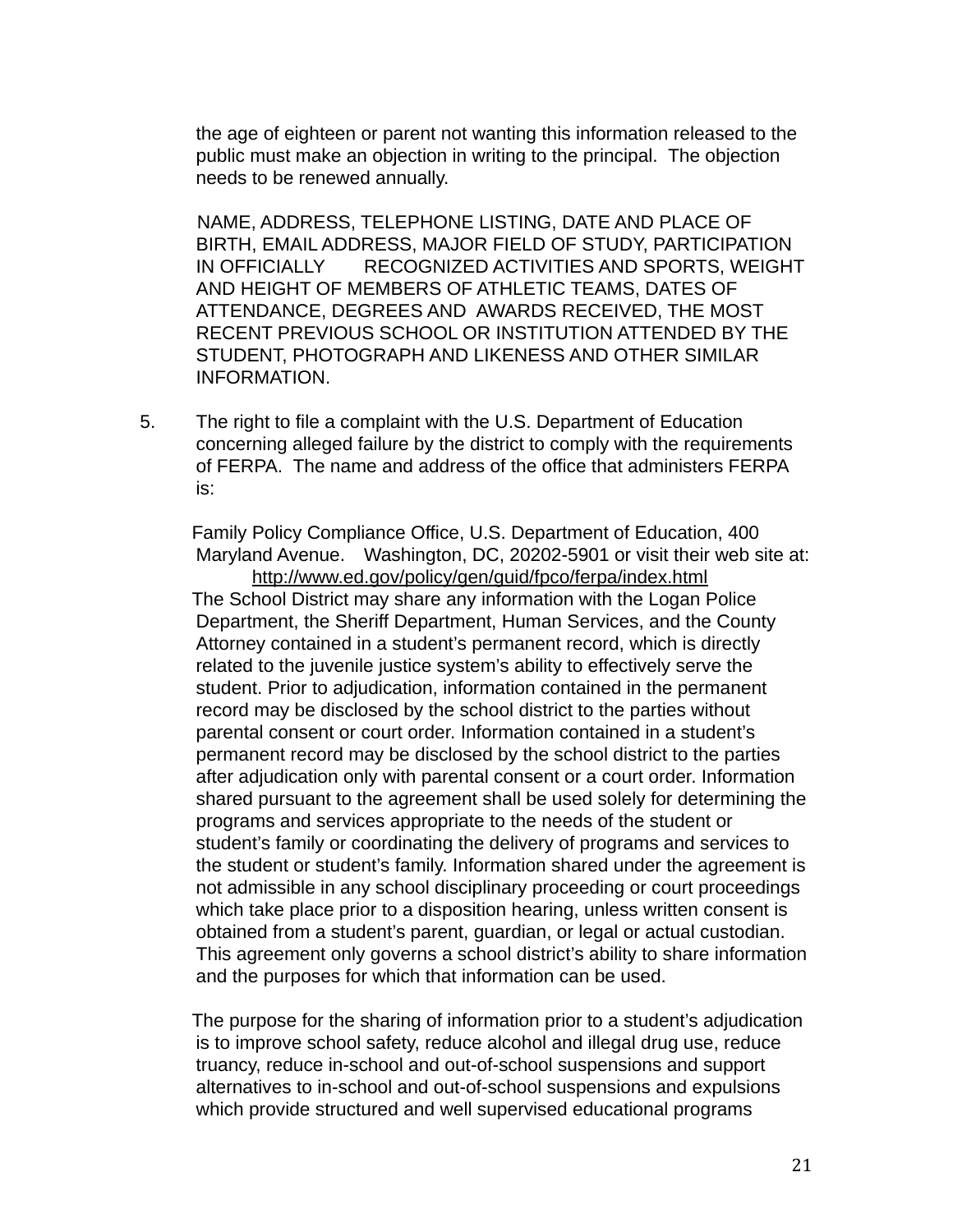the age of eighteen or parent not wanting this information released to the public must make an objection in writing to the principal. The objection needs to be renewed annually.

NAME, ADDRESS, TELEPHONE LISTING, DATE AND PLACE OF BIRTH, EMAIL ADDRESS, MAJOR FIELD OF STUDY, PARTICIPATION IN OFFICIALLY RECOGNIZED ACTIVITIES AND SPORTS, WEIGHT AND HEIGHT OF MEMBERS OF ATHLETIC TEAMS, DATES OF ATTENDANCE, DEGREES AND AWARDS RECEIVED, THE MOST RECENT PREVIOUS SCHOOL OR INSTITUTION ATTENDED BY THE STUDENT, PHOTOGRAPH AND LIKENESS AND OTHER SIMILAR INFORMATION.

5. The right to file a complaint with the U.S. Department of Education concerning alleged failure by the district to comply with the requirements of FERPA. The name and address of the office that administers FERPA is:

   Family Policy Compliance Office, U.S. Department of Education, 400 Maryland Avenue. Washington, DC, 20202-5901 or visit their web site at: http://www.ed.gov/policy/gen/guid/fpco/ferpa/index.html

   The School District may share any information with the Logan Police Department, the Sheriff Department, Human Services, and the County Attorney contained in a student's permanent record, which is directly related to the juvenile justice system's ability to effectively serve the student. Prior to adjudication, information contained in the permanent record may be disclosed by the school district to the parties without parental consent or court order. Information contained in a student's permanent record may be disclosed by the school district to the parties after adjudication only with parental consent or a court order. Information shared pursuant to the agreement shall be used solely for determining the programs and services appropriate to the needs of the student or student's family or coordinating the delivery of programs and services to the student or student's family. Information shared under the agreement is not admissible in any school disciplinary proceeding or court proceedings which take place prior to a disposition hearing, unless written consent is obtained from a student's parent, guardian, or legal or actual custodian. This agreement only governs a school district's ability to share information and the purposes for which that information can be used.

   The purpose for the sharing of information prior to a student's adjudication is to improve school safety, reduce alcohol and illegal drug use, reduce truancy, reduce in-school and out-of-school suspensions and support alternatives to in-school and out-of-school suspensions and expulsions which provide structured and well supervised educational programs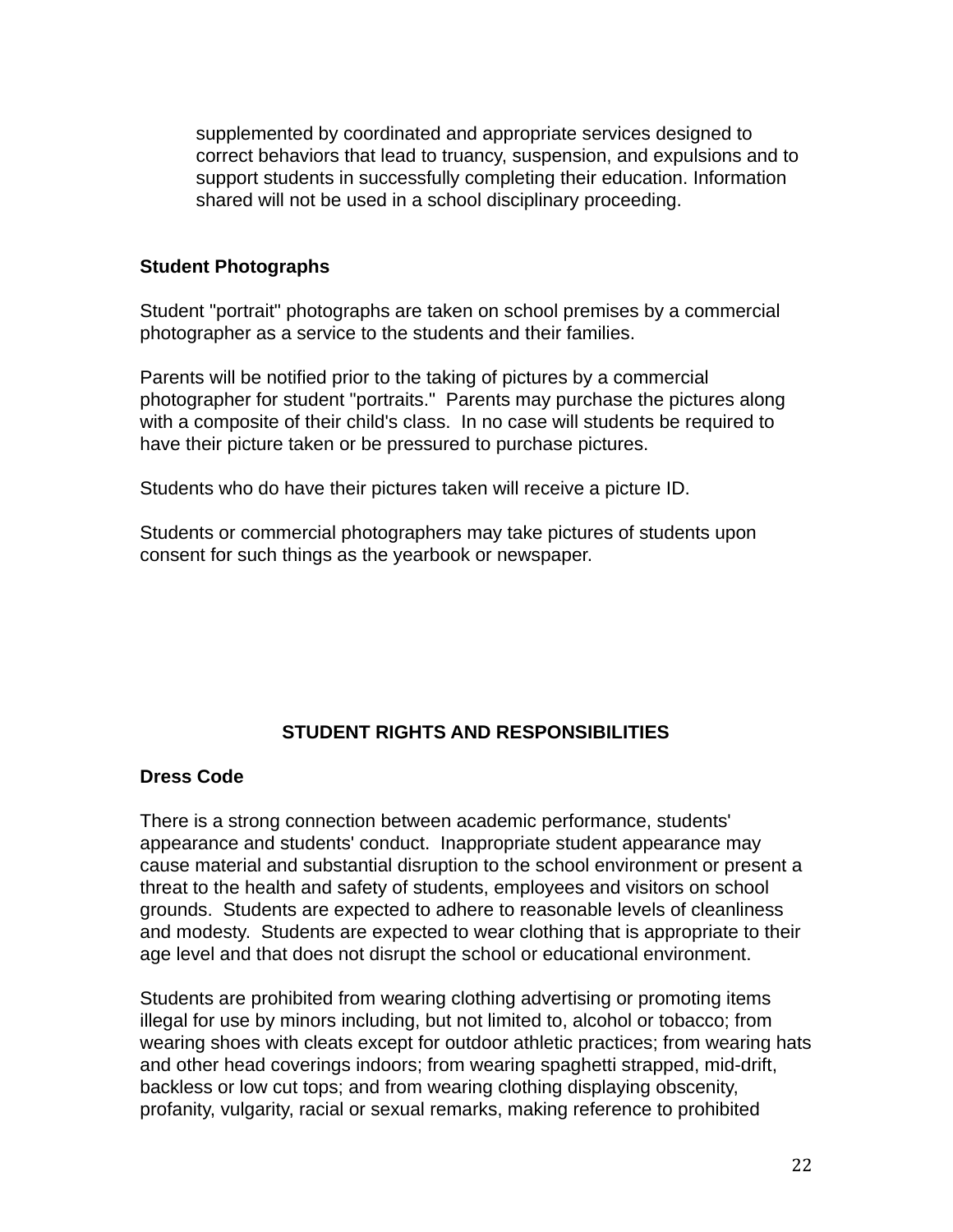supplemented by coordinated and appropriate services designed to correct behaviors that lead to truancy, suspension, and expulsions and to support students in successfully completing their education. Information shared will not be used in a school disciplinary proceeding.

**Student Photographs**

Student "portrait" photographs are taken on school premises by a commercial photographer as a service to the students and their families.

Parents will be notified prior to the taking of pictures by a commercial photographer for student "portraits." Parents may purchase the pictures along with a composite of their child's class. In no case will students be required to have their picture taken or be pressured to purchase pictures.

Students who do have their pictures taken will receive a picture ID.

Students or commercial photographers may take pictures of students upon consent for such things as the yearbook or newspaper.

## STUDENT RIGHTS AND RESPONSIBILITIES

**Dress Code**

There is a strong connection between academic performance, students' appearance and students' conduct. Inappropriate student appearance may cause material and substantial disruption to the school environment or present a threat to the health and safety of students, employees and visitors on school grounds. Students are expected to adhere to reasonable levels of cleanliness and modesty. Students are expected to wear clothing that is appropriate to their age level and that does not disrupt the school or educational environment.

Students are prohibited from wearing clothing advertising or promoting items illegal for use by minors including, but not limited to, alcohol or tobacco; from wearing shoes with cleats except for outdoor athletic practices; from wearing hats and other head coverings indoors; from wearing spaghetti strapped, mid-drift, backless or low cut tops; and from wearing clothing displaying obscenity, profanity, vulgarity, racial or sexual remarks, making reference to prohibited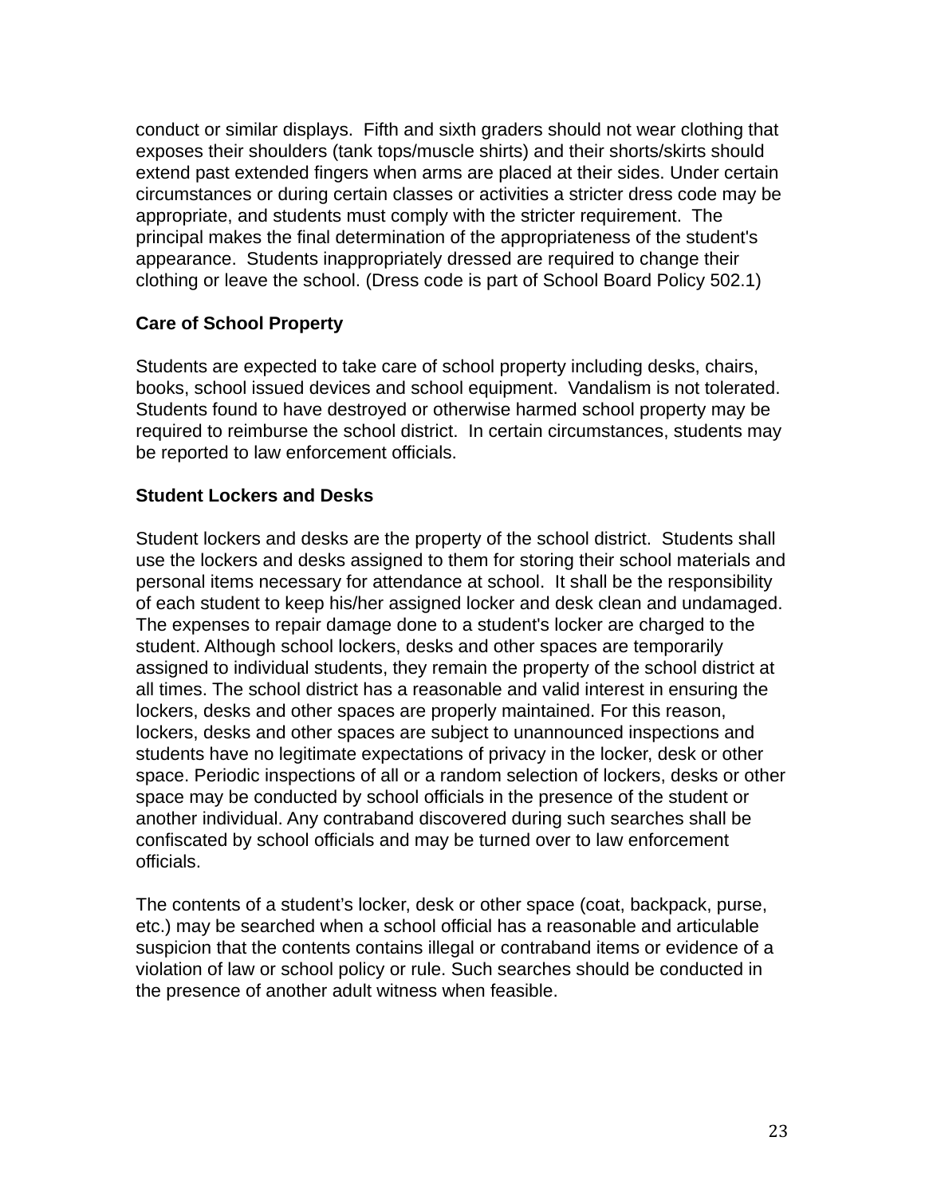conduct or similar displays. Fifth and sixth graders should not wear clothing that exposes their shoulders (tank tops/muscle shirts) and their shorts/skirts should extend past extended fingers when arms are placed at their sides. Under certain circumstances or during certain classes or activities a stricter dress code may be appropriate, and students must comply with the stricter requirement. The principal makes the final determination of the appropriateness of the student's appearance. Students inappropriately dressed are required to change their clothing or leave the school. (Dress code is part of School Board Policy 502.1)

**Care of School Property**

Students are expected to take care of school property including desks, chairs, books, school issued devices and school equipment. Vandalism is not tolerated. Students found to have destroyed or otherwise harmed school property may be required to reimburse the school district. In certain circumstances, students may be reported to law enforcement officials.

**Student Lockers and Desks**

Student lockers and desks are the property of the school district. Students shall use the lockers and desks assigned to them for storing their school materials and personal items necessary for attendance at school. It shall be the responsibility of each student to keep his/her assigned locker and desk clean and undamaged. The expenses to repair damage done to a student's locker are charged to the student. Although school lockers, desks and other spaces are temporarily assigned to individual students, they remain the property of the school district at all times. The school district has a reasonable and valid interest in ensuring the lockers, desks and other spaces are properly maintained. For this reason, lockers, desks and other spaces are subject to unannounced inspections and students have no legitimate expectations of privacy in the locker, desk or other space. Periodic inspections of all or a random selection of lockers, desks or other space may be conducted by school officials in the presence of the student or another individual. Any contraband discovered during such searches shall be confiscated by school officials and may be turned over to law enforcement officials.

The contents of a student's locker, desk or other space (coat, backpack, purse, etc.) may be searched when a school official has a reasonable and articulable suspicion that the contents contains illegal or contraband items or evidence of a violation of law or school policy or rule. Such searches should be conducted in the presence of another adult witness when feasible.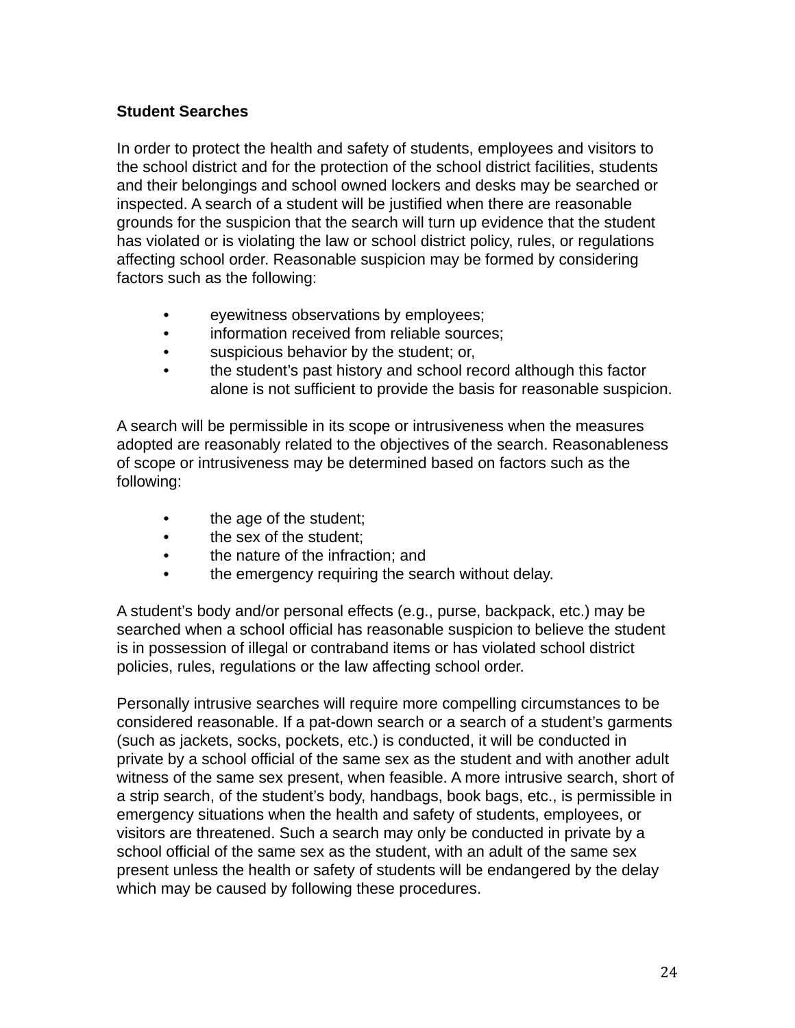**Student Searches**

In order to protect the health and safety of students, employees and visitors to the school district and for the protection of the school district facilities, students and their belongings and school owned lockers and desks may be searched or inspected. A search of a student will be justified when there are reasonable grounds for the suspicion that the search will turn up evidence that the student has violated or is violating the law or school district policy, rules, or regulations affecting school order. Reasonable suspicion may be formed by considering factors such as the following:

- eyewitness observations by employees;
- information received from reliable sources;
- suspicious behavior by the student; or,
- the student's past history and school record although this factor alone is not sufficient to provide the basis for reasonable suspicion.

A search will be permissible in its scope or intrusiveness when the measures adopted are reasonably related to the objectives of the search. Reasonableness of scope or intrusiveness may be determined based on factors such as the following:

- the age of the student;
- the sex of the student;
- the nature of the infraction; and
- the emergency requiring the search without delay.

A student's body and/or personal effects (e.g., purse, backpack, etc.) may be searched when a school official has reasonable suspicion to believe the student is in possession of illegal or contraband items or has violated school district policies, rules, regulations or the law affecting school order.

Personally intrusive searches will require more compelling circumstances to be considered reasonable. If a pat-down search or a search of a student's garments (such as jackets, socks, pockets, etc.) is conducted, it will be conducted in private by a school official of the same sex as the student and with another adult witness of the same sex present, when feasible. A more intrusive search, short of a strip search, of the student's body, handbags, book bags, etc., is permissible in emergency situations when the health and safety of students, employees, or visitors are threatened. Such a search may only be conducted in private by a school official of the same sex as the student, with an adult of the same sex present unless the health or safety of students will be endangered by the delay which may be caused by following these procedures.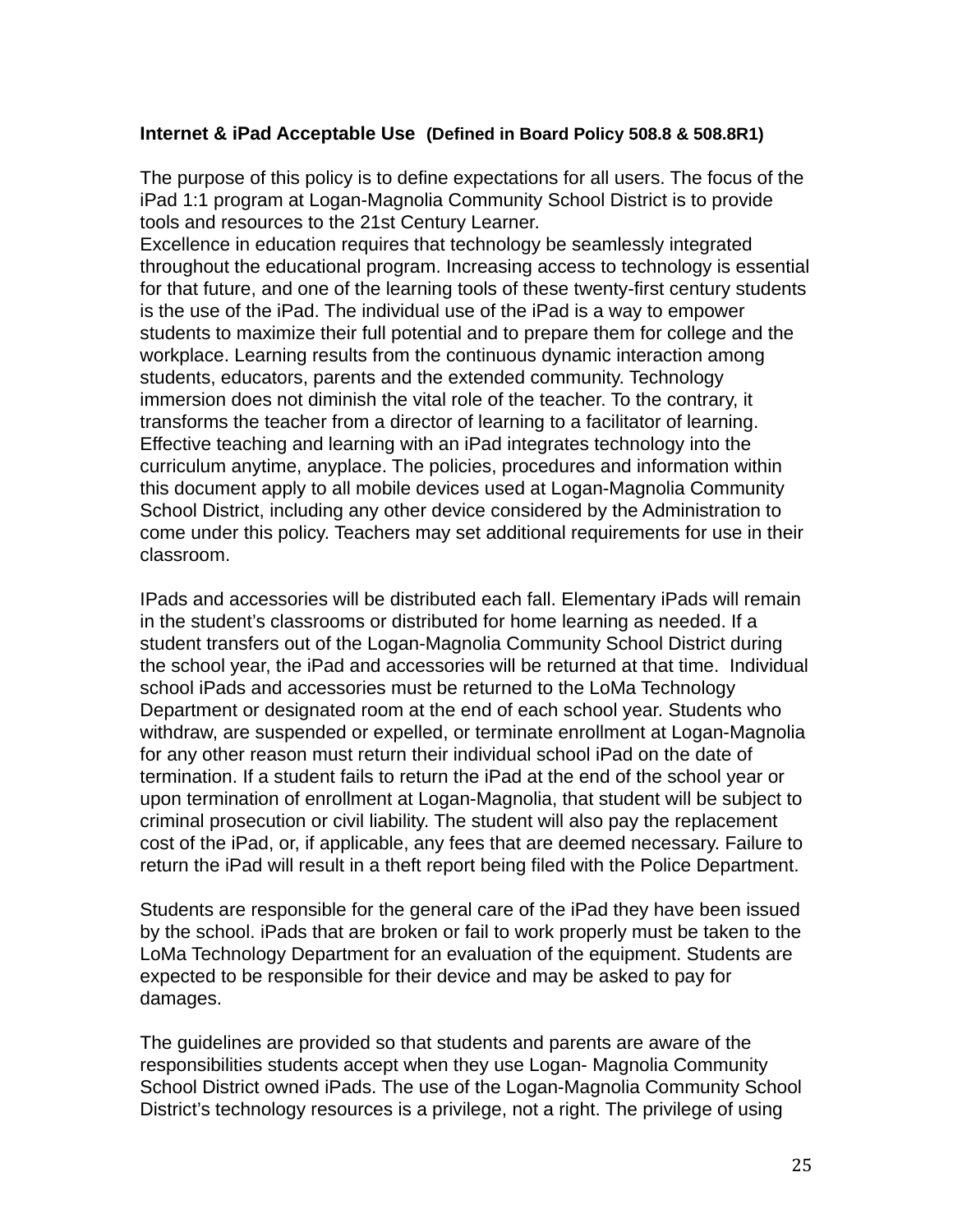**Internet & iPad Acceptable Use** **(Defined in Board Policy 508.8 & 508.8R1)**

The purpose of this policy is to define expectations for all users. The focus of the iPad 1:1 program at Logan-Magnolia Community School District is to provide tools and resources to the 21st Century Learner.
Excellence in education requires that technology be seamlessly integrated throughout the educational program. Increasing access to technology is essential for that future, and one of the learning tools of these twenty-first century students is the use of the iPad. The individual use of the iPad is a way to empower students to maximize their full potential and to prepare them for college and the workplace. Learning results from the continuous dynamic interaction among students, educators, parents and the extended community. Technology immersion does not diminish the vital role of the teacher. To the contrary, it transforms the teacher from a director of learning to a facilitator of learning. Effective teaching and learning with an iPad integrates technology into the curriculum anytime, anyplace. The policies, procedures and information within this document apply to all mobile devices used at Logan-Magnolia Community School District, including any other device considered by the Administration to come under this policy. Teachers may set additional requirements for use in their classroom.

IPads and accessories will be distributed each fall. Elementary iPads will remain in the student's classrooms or distributed for home learning as needed. If a student transfers out of the Logan-Magnolia Community School District during the school year, the iPad and accessories will be returned at that time. Individual school iPads and accessories must be returned to the LoMa Technology Department or designated room at the end of each school year. Students who withdraw, are suspended or expelled, or terminate enrollment at Logan-Magnolia for any other reason must return their individual school iPad on the date of termination. If a student fails to return the iPad at the end of the school year or upon termination of enrollment at Logan-Magnolia, that student will be subject to criminal prosecution or civil liability. The student will also pay the replacement cost of the iPad, or, if applicable, any fees that are deemed necessary. Failure to return the iPad will result in a theft report being filed with the Police Department.

Students are responsible for the general care of the iPad they have been issued by the school. iPads that are broken or fail to work properly must be taken to the LoMa Technology Department for an evaluation of the equipment. Students are expected to be responsible for their device and may be asked to pay for damages.

The guidelines are provided so that students and parents are aware of the responsibilities students accept when they use Logan- Magnolia Community School District owned iPads. The use of the Logan-Magnolia Community School District's technology resources is a privilege, not a right. The privilege of using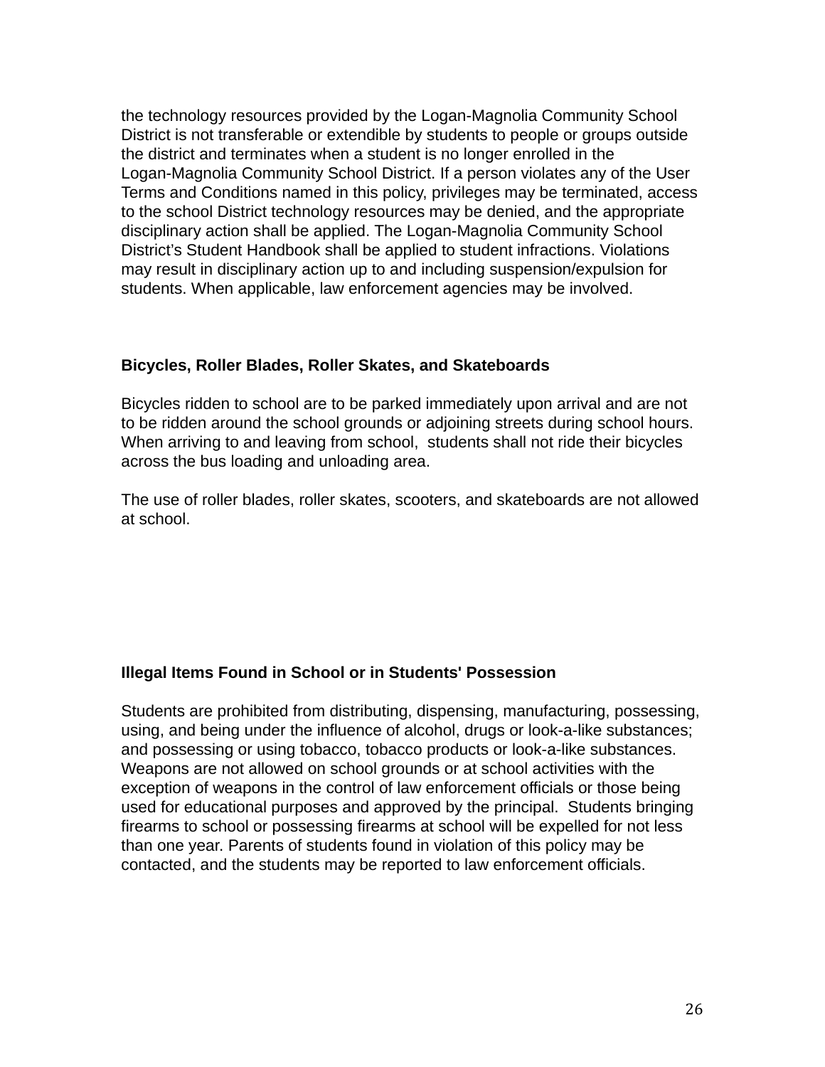the technology resources provided by the Logan-Magnolia Community School District is not transferable or extendible by students to people or groups outside the district and terminates when a student is no longer enrolled in the Logan-Magnolia Community School District. If a person violates any of the User Terms and Conditions named in this policy, privileges may be terminated, access to the school District technology resources may be denied, and the appropriate disciplinary action shall be applied. The Logan-Magnolia Community School District's Student Handbook shall be applied to student infractions. Violations may result in disciplinary action up to and including suspension/expulsion for students. When applicable, law enforcement agencies may be involved.

**Bicycles, Roller Blades, Roller Skates, and Skateboards**

Bicycles ridden to school are to be parked immediately upon arrival and are not to be ridden around the school grounds or adjoining streets during school hours. When arriving to and leaving from school, students shall not ride their bicycles across the bus loading and unloading area.

The use of roller blades, roller skates, scooters, and skateboards are not allowed at school.

**Illegal Items Found in School or in Students' Possession**

Students are prohibited from distributing, dispensing, manufacturing, possessing, using, and being under the influence of alcohol, drugs or look-a-like substances; and possessing or using tobacco, tobacco products or look-a-like substances. Weapons are not allowed on school grounds or at school activities with the exception of weapons in the control of law enforcement officials or those being used for educational purposes and approved by the principal. Students bringing firearms to school or possessing firearms at school will be expelled for not less than one year. Parents of students found in violation of this policy may be contacted, and the students may be reported to law enforcement officials.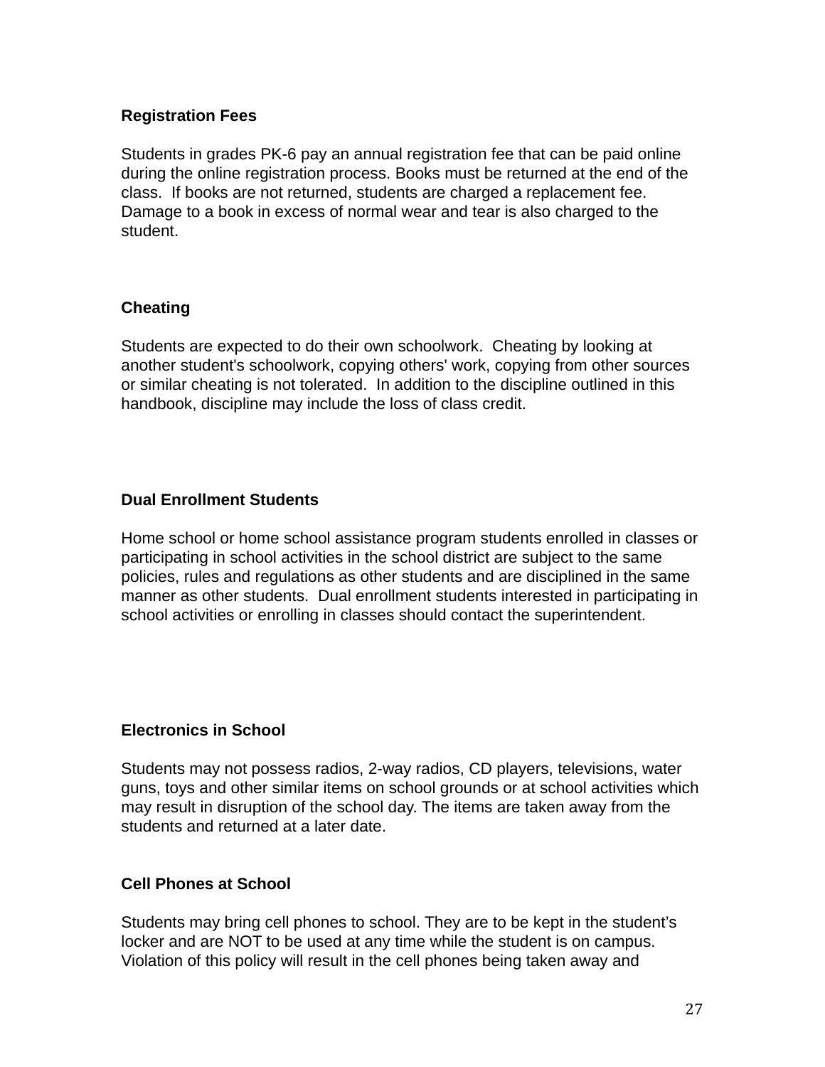### Registration Fees

Students in grades PK-6 pay an annual registration fee that can be paid online during the online registration process. Books must be returned at the end of the class. If books are not returned, students are charged a replacement fee. Damage to a book in excess of normal wear and tear is also charged to the student.

### Cheating

Students are expected to do their own schoolwork. Cheating by looking at another student's schoolwork, copying others' work, copying from other sources or similar cheating is not tolerated. In addition to the discipline outlined in this handbook, discipline may include the loss of class credit.

### Dual Enrollment Students

Home school or home school assistance program students enrolled in classes or participating in school activities in the school district are subject to the same policies, rules and regulations as other students and are disciplined in the same manner as other students. Dual enrollment students interested in participating in school activities or enrolling in classes should contact the superintendent.

### Electronics in School

Students may not possess radios, 2-way radios, CD players, televisions, water guns, toys and other similar items on school grounds or at school activities which may result in disruption of the school day. The items are taken away from the students and returned at a later date.

### Cell Phones at School

Students may bring cell phones to school. They are to be kept in the student's locker and are NOT to be used at any time while the student is on campus. Violation of this policy will result in the cell phones being taken away and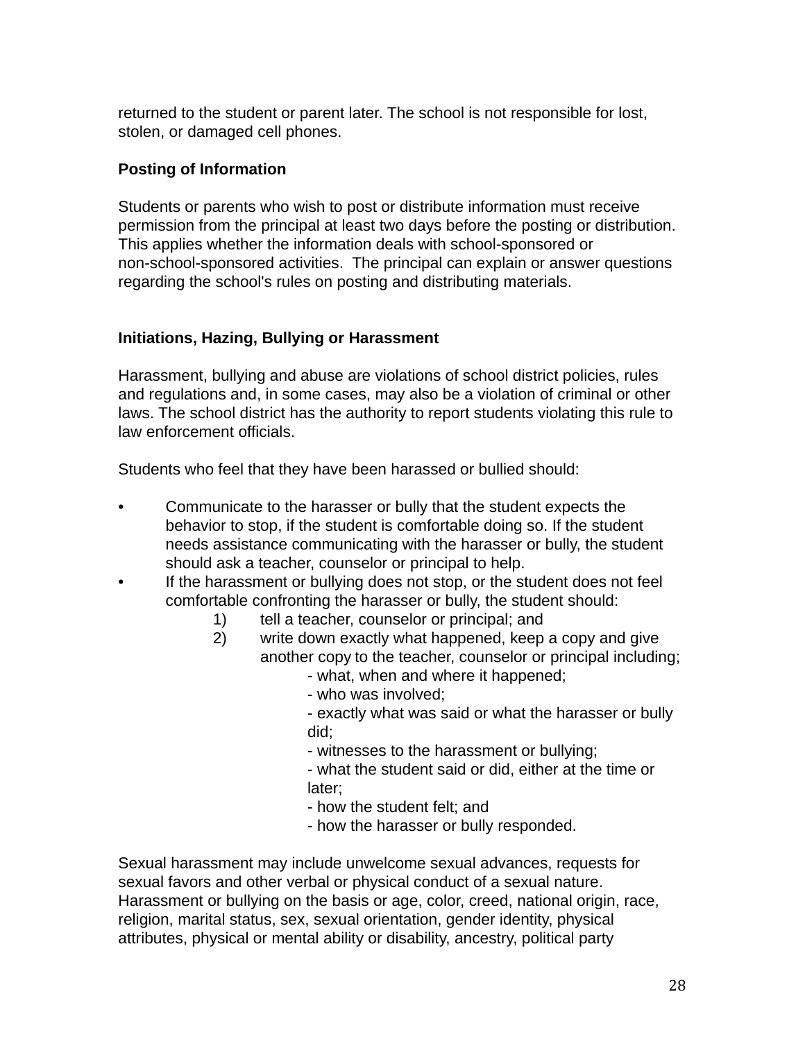returned to the student or parent later. The school is not responsible for lost, stolen, or damaged cell phones.

**Posting of Information**

Students or parents who wish to post or distribute information must receive permission from the principal at least two days before the posting or distribution. This applies whether the information deals with school-sponsored or non-school-sponsored activities. The principal can explain or answer questions regarding the school's rules on posting and distributing materials.

**Initiations, Hazing, Bullying or Harassment**

Harassment, bullying and abuse are violations of school district policies, rules and regulations and, in some cases, may also be a violation of criminal or other laws. The school district has the authority to report students violating this rule to law enforcement officials.

Students who feel that they have been harassed or bullied should:

- Communicate to the harasser or bully that the student expects the behavior to stop, if the student is comfortable doing so. If the student needs assistance communicating with the harasser or bully, the student should ask a teacher, counselor or principal to help.
- If the harassment or bullying does not stop, or the student does not feel comfortable confronting the harasser or bully, the student should:
    1) tell a teacher, counselor or principal; and
    2) write down exactly what happened, keep a copy and give another copy to the teacher, counselor or principal including;
        - what, when and where it happened;
        - who was involved;
        - exactly what was said or what the harasser or bully did;
        - witnesses to the harassment or bullying;
        - what the student said or did, either at the time or later;
        - how the student felt; and
        - how the harasser or bully responded.

Sexual harassment may include unwelcome sexual advances, requests for sexual favors and other verbal or physical conduct of a sexual nature. Harassment or bullying on the basis or age, color, creed, national origin, race, religion, marital status, sex, sexual orientation, gender identity, physical attributes, physical or mental ability or disability, ancestry, political party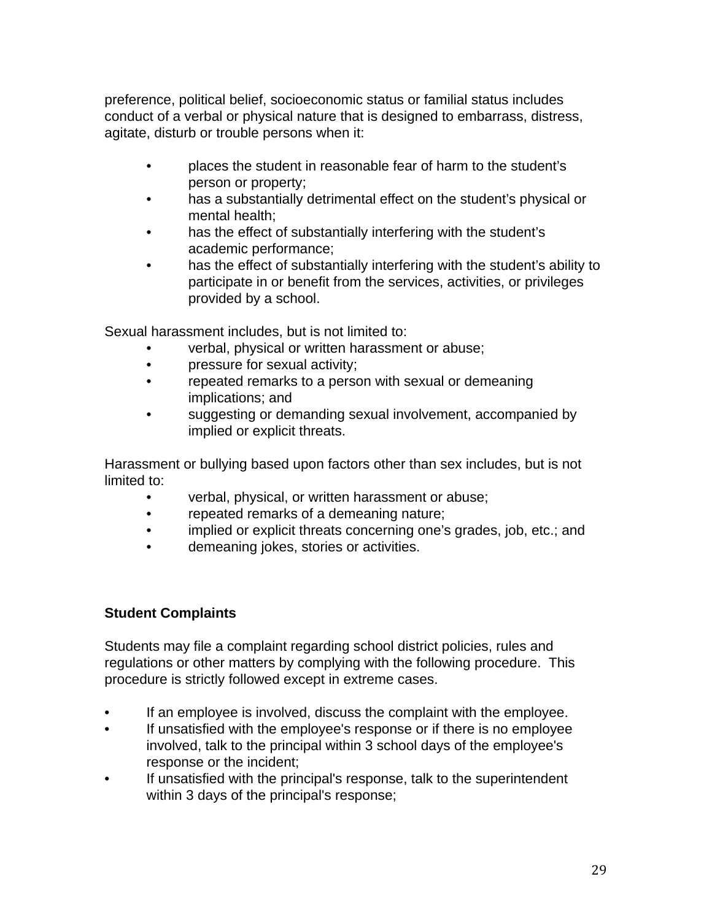preference, political belief, socioeconomic status or familial status includes conduct of a verbal or physical nature that is designed to embarrass, distress, agitate, disturb or trouble persons when it:

- places the student in reasonable fear of harm to the student's person or property;
- has a substantially detrimental effect on the student's physical or mental health;
- has the effect of substantially interfering with the student's academic performance;
- has the effect of substantially interfering with the student's ability to participate in or benefit from the services, activities, or privileges provided by a school.

Sexual harassment includes, but is not limited to:

- verbal, physical or written harassment or abuse;
- pressure for sexual activity;
- repeated remarks to a person with sexual or demeaning implications; and
- suggesting or demanding sexual involvement, accompanied by implied or explicit threats.

Harassment or bullying based upon factors other than sex includes, but is not limited to:

- verbal, physical, or written harassment or abuse;
- repeated remarks of a demeaning nature;
- implied or explicit threats concerning one's grades, job, etc.; and
- demeaning jokes, stories or activities.

**Student Complaints**

Students may file a complaint regarding school district policies, rules and regulations or other matters by complying with the following procedure. This procedure is strictly followed except in extreme cases.

- If an employee is involved, discuss the complaint with the employee.
- If unsatisfied with the employee's response or if there is no employee involved, talk to the principal within 3 school days of the employee's response or the incident;
- If unsatisfied with the principal's response, talk to the superintendent within 3 days of the principal's response;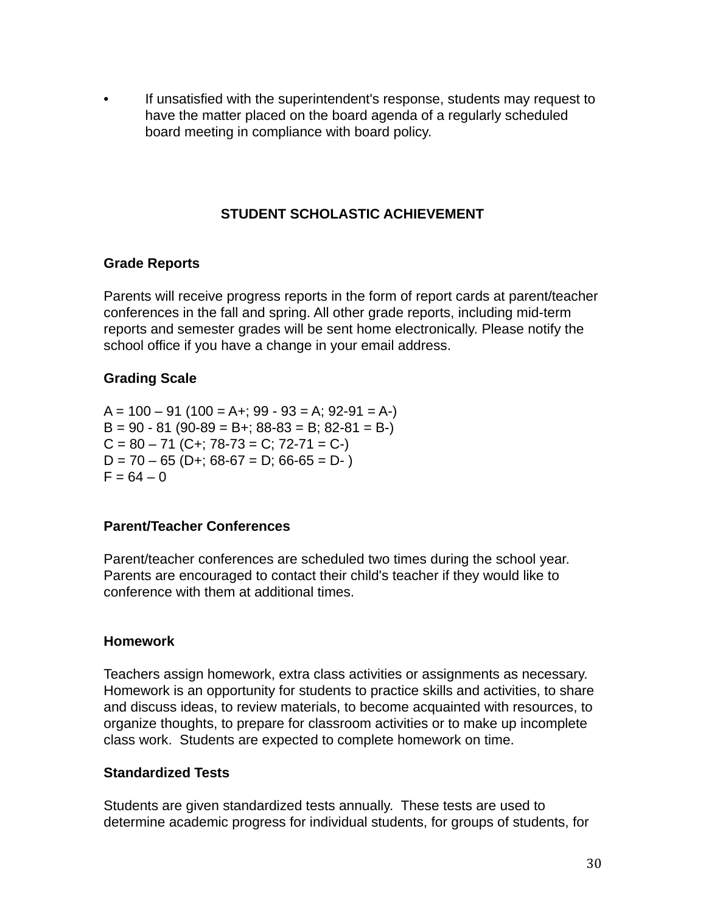- If unsatisfied with the superintendent's response, students may request to have the matter placed on the board agenda of a regularly scheduled board meeting in compliance with board policy.

## STUDENT SCHOLASTIC ACHIEVEMENT

### Grade Reports

Parents will receive progress reports in the form of report cards at parent/teacher conferences in the fall and spring. All other grade reports, including mid-term reports and semester grades will be sent home electronically. Please notify the school office if you have a change in your email address.

### Grading Scale

A = 100 – 91 (100 = A+; 99 - 93 = A; 92-91 = A-)
B = 90 - 81 (90-89 = B+; 88-83 = B; 82-81 = B-)
C = 80 – 71 (C+; 78-73 = C; 72-71 = C-)
D = 70 – 65 (D+; 68-67 = D; 66-65 = D- )
F = 64 – 0

### Parent/Teacher Conferences

Parent/teacher conferences are scheduled two times during the school year. Parents are encouraged to contact their child's teacher if they would like to conference with them at additional times.

### Homework

Teachers assign homework, extra class activities or assignments as necessary. Homework is an opportunity for students to practice skills and activities, to share and discuss ideas, to review materials, to become acquainted with resources, to organize thoughts, to prepare for classroom activities or to make up incomplete class work. Students are expected to complete homework on time.

### Standardized Tests

Students are given standardized tests annually. These tests are used to determine academic progress for individual students, for groups of students, for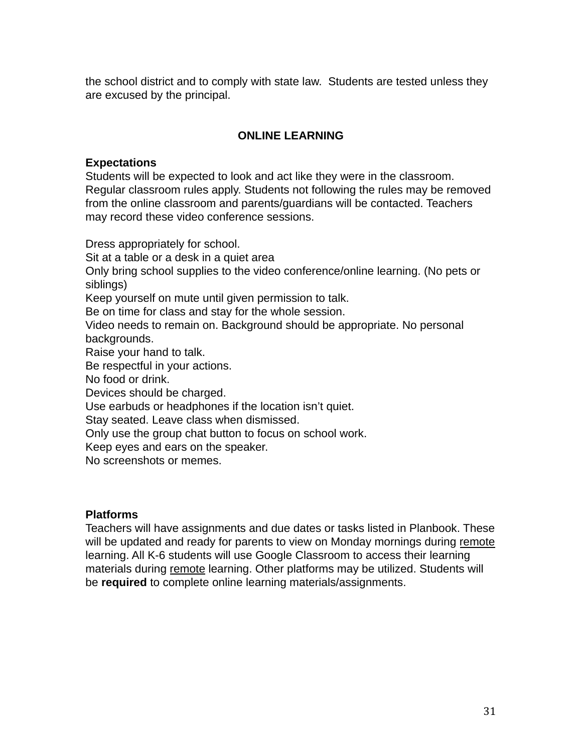the school district and to comply with state law. Students are tested unless they are excused by the principal.

## ONLINE LEARNING

**Expectations**
Students will be expected to look and act like they were in the classroom. Regular classroom rules apply. Students not following the rules may be removed from the online classroom and parents/guardians will be contacted. Teachers may record these video conference sessions.

Dress appropriately for school.
Sit at a table or a desk in a quiet area
Only bring school supplies to the video conference/online learning. (No pets or siblings)
Keep yourself on mute until given permission to talk.
Be on time for class and stay for the whole session.
Video needs to remain on. Background should be appropriate. No personal backgrounds.
Raise your hand to talk.
Be respectful in your actions.
No food or drink.
Devices should be charged.
Use earbuds or headphones if the location isn't quiet.
Stay seated. Leave class when dismissed.
Only use the group chat button to focus on school work.
Keep eyes and ears on the speaker.
No screenshots or memes.

**Platforms**
Teachers will have assignments and due dates or tasks listed in Planbook. These will be updated and ready for parents to view on Monday mornings during <u>remote</u> learning. All K-6 students will use Google Classroom to access their learning materials during <u>remote</u> learning. Other platforms may be utilized. Students will be **required** to complete online learning materials/assignments.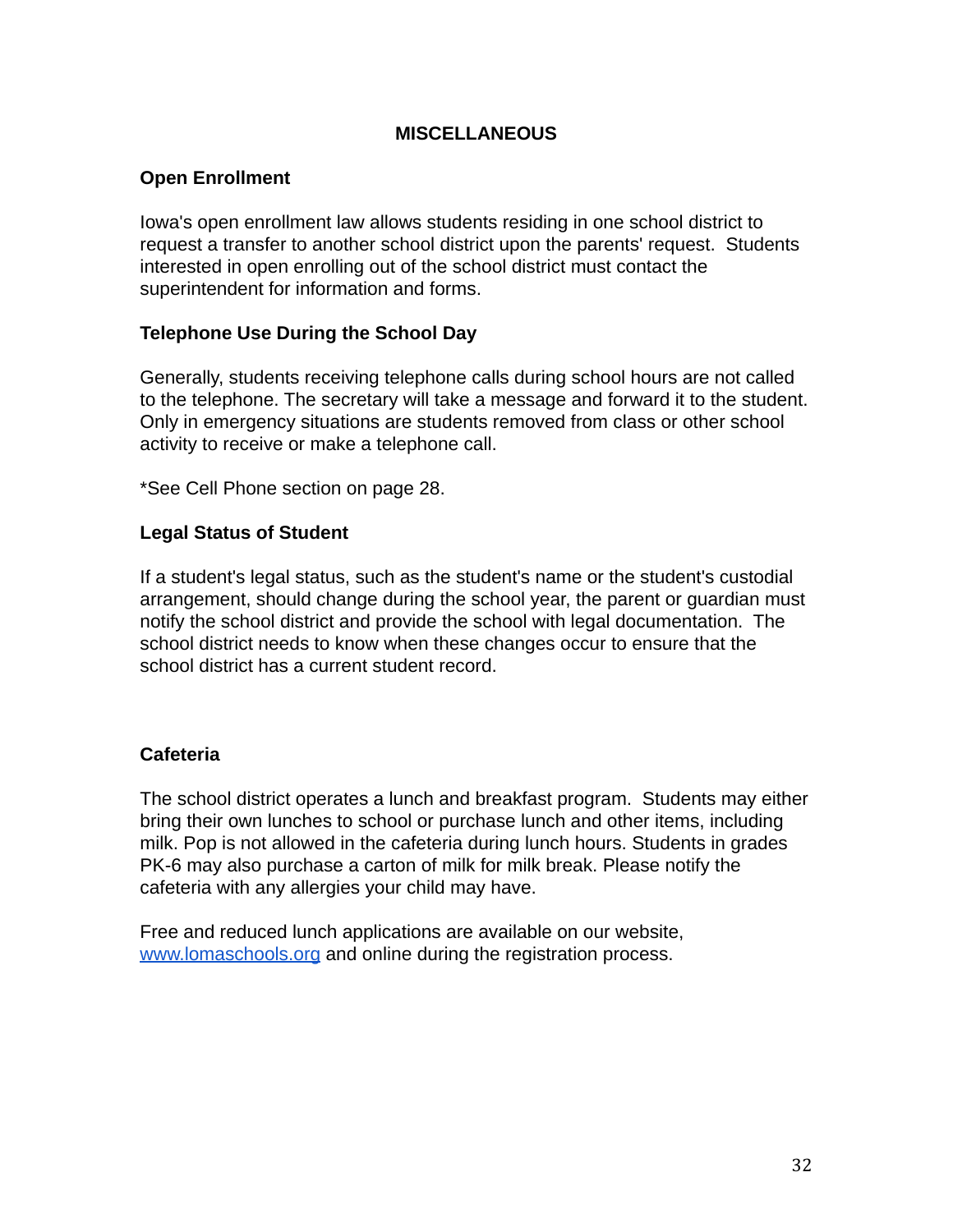## MISCELLANEOUS

### Open Enrollment

Iowa's open enrollment law allows students residing in one school district to request a transfer to another school district upon the parents' request. Students interested in open enrolling out of the school district must contact the superintendent for information and forms.

### Telephone Use During the School Day

Generally, students receiving telephone calls during school hours are not called to the telephone. The secretary will take a message and forward it to the student. Only in emergency situations are students removed from class or other school activity to receive or make a telephone call.

*See Cell Phone section on page 28.

### Legal Status of Student

If a student's legal status, such as the student's name or the student's custodial arrangement, should change during the school year, the parent or guardian must notify the school district and provide the school with legal documentation. The school district needs to know when these changes occur to ensure that the school district has a current student record.

### Cafeteria

The school district operates a lunch and breakfast program. Students may either bring their own lunches to school or purchase lunch and other items, including milk. Pop is not allowed in the cafeteria during lunch hours. Students in grades PK-6 may also purchase a carton of milk for milk break. Please notify the cafeteria with any allergies your child may have.

Free and reduced lunch applications are available on our website, [www.lomaschools.org](http://www.lomaschools.org) and online during the registration process.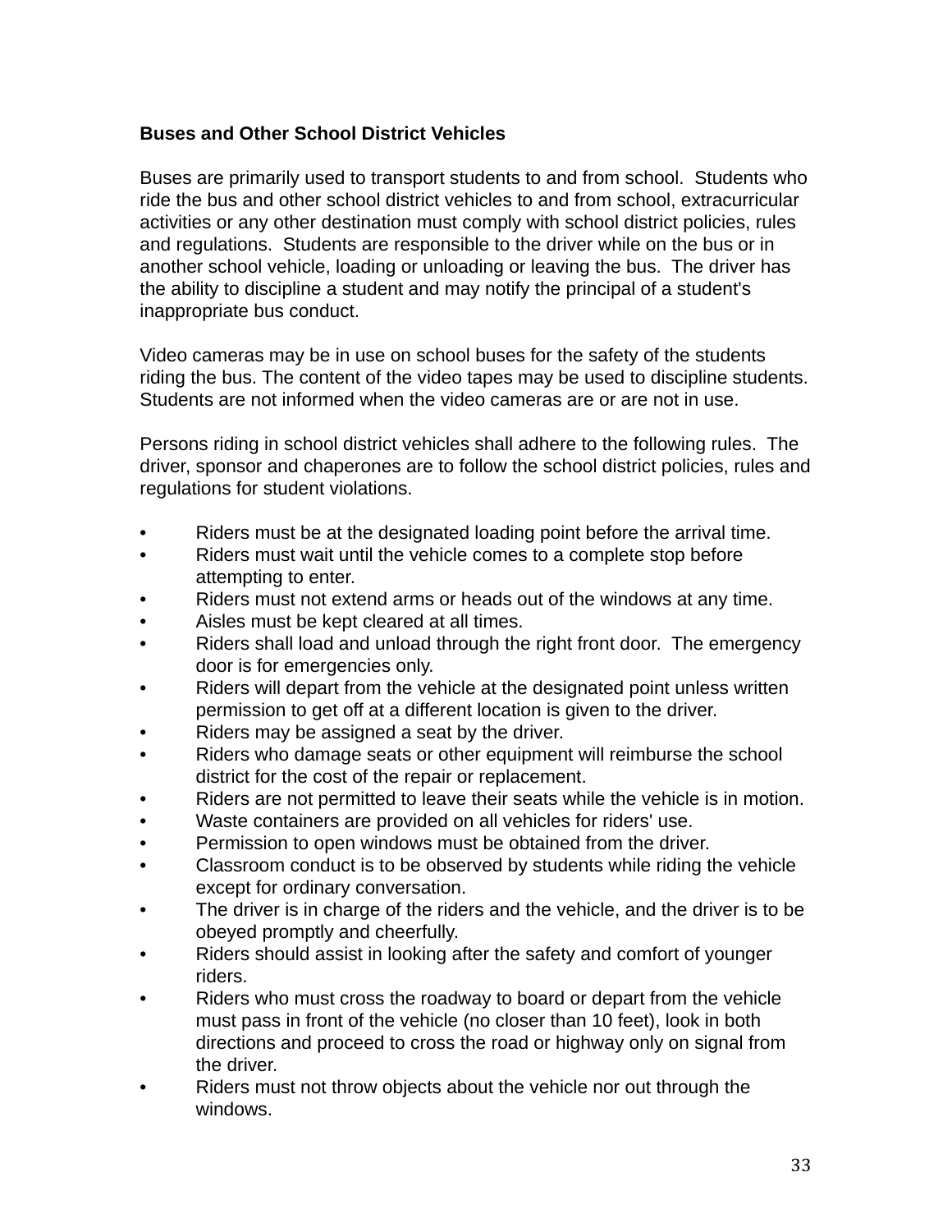**Buses and Other School District Vehicles**

Buses are primarily used to transport students to and from school. Students who ride the bus and other school district vehicles to and from school, extracurricular activities or any other destination must comply with school district policies, rules and regulations. Students are responsible to the driver while on the bus or in another school vehicle, loading or unloading or leaving the bus. The driver has the ability to discipline a student and may notify the principal of a student's inappropriate bus conduct.

Video cameras may be in use on school buses for the safety of the students riding the bus. The content of the video tapes may be used to discipline students. Students are not informed when the video cameras are or are not in use.

Persons riding in school district vehicles shall adhere to the following rules. The driver, sponsor and chaperones are to follow the school district policies, rules and regulations for student violations.

- Riders must be at the designated loading point before the arrival time.
- Riders must wait until the vehicle comes to a complete stop before attempting to enter.
- Riders must not extend arms or heads out of the windows at any time.
- Aisles must be kept cleared at all times.
- Riders shall load and unload through the right front door. The emergency door is for emergencies only.
- Riders will depart from the vehicle at the designated point unless written permission to get off at a different location is given to the driver.
- Riders may be assigned a seat by the driver.
- Riders who damage seats or other equipment will reimburse the school district for the cost of the repair or replacement.
- Riders are not permitted to leave their seats while the vehicle is in motion.
- Waste containers are provided on all vehicles for riders' use.
- Permission to open windows must be obtained from the driver.
- Classroom conduct is to be observed by students while riding the vehicle except for ordinary conversation.
- The driver is in charge of the riders and the vehicle, and the driver is to be obeyed promptly and cheerfully.
- Riders should assist in looking after the safety and comfort of younger riders.
- Riders who must cross the roadway to board or depart from the vehicle must pass in front of the vehicle (no closer than 10 feet), look in both directions and proceed to cross the road or highway only on signal from the driver.
- Riders must not throw objects about the vehicle nor out through the windows.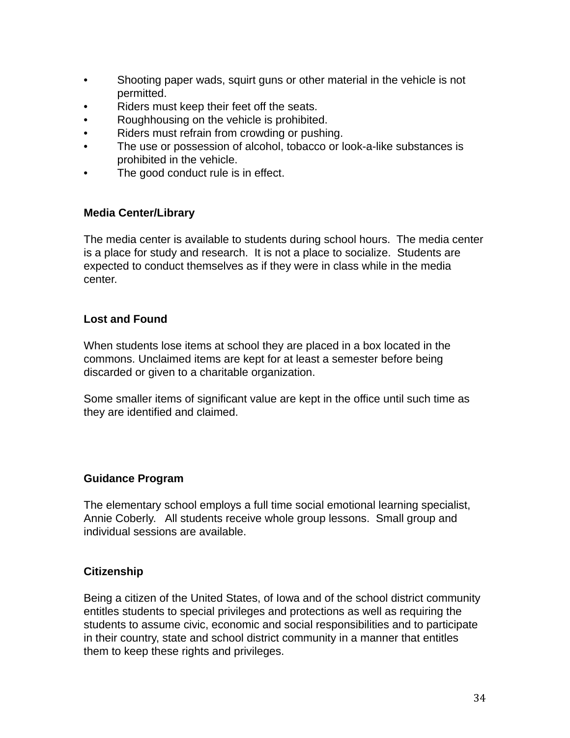- Shooting paper wads, squirt guns or other material in the vehicle is not permitted.
- Riders must keep their feet off the seats.
- Roughhousing on the vehicle is prohibited.
- Riders must refrain from crowding or pushing.
- The use or possession of alcohol, tobacco or look-a-like substances is prohibited in the vehicle.
- The good conduct rule is in effect.

**Media Center/Library**

The media center is available to students during school hours. The media center is a place for study and research. It is not a place to socialize. Students are expected to conduct themselves as if they were in class while in the media center.

**Lost and Found**

When students lose items at school they are placed in a box located in the commons. Unclaimed items are kept for at least a semester before being discarded or given to a charitable organization.

Some smaller items of significant value are kept in the office until such time as they are identified and claimed.

**Guidance Program**

The elementary school employs a full time social emotional learning specialist, Annie Coberly. All students receive whole group lessons. Small group and individual sessions are available.

**Citizenship**

Being a citizen of the United States, of Iowa and of the school district community entitles students to special privileges and protections as well as requiring the students to assume civic, economic and social responsibilities and to participate in their country, state and school district community in a manner that entitles them to keep these rights and privileges.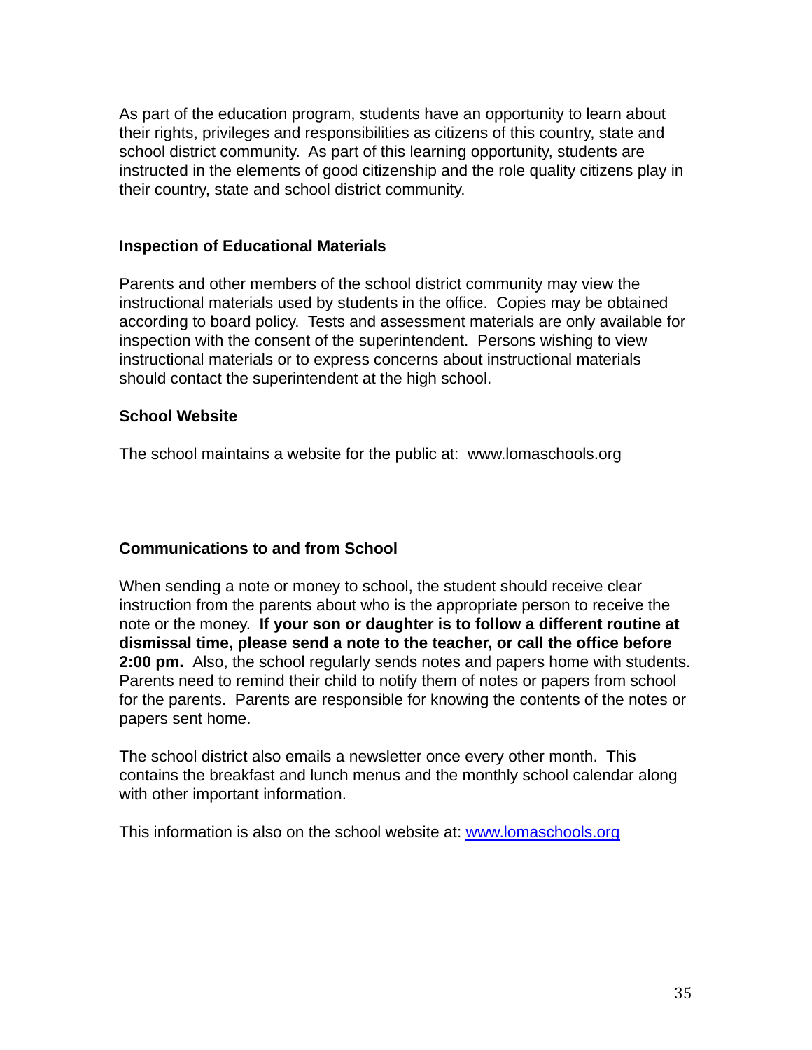As part of the education program, students have an opportunity to learn about their rights, privileges and responsibilities as citizens of this country, state and school district community. As part of this learning opportunity, students are instructed in the elements of good citizenship and the role quality citizens play in their country, state and school district community.

### Inspection of Educational Materials

Parents and other members of the school district community may view the instructional materials used by students in the office. Copies may be obtained according to board policy. Tests and assessment materials are only available for inspection with the consent of the superintendent. Persons wishing to view instructional materials or to express concerns about instructional materials should contact the superintendent at the high school.

### School Website

The school maintains a website for the public at: www.lomaschools.org

### Communications to and from School

When sending a note or money to school, the student should receive clear instruction from the parents about who is the appropriate person to receive the note or the money. **If your son or daughter is to follow a different routine at dismissal time, please send a note to the teacher, or call the office before 2:00 pm.** Also, the school regularly sends notes and papers home with students. Parents need to remind their child to notify them of notes or papers from school for the parents. Parents are responsible for knowing the contents of the notes or papers sent home.

The school district also emails a newsletter once every other month. This contains the breakfast and lunch menus and the monthly school calendar along with other important information.

This information is also on the school website at: www.lomaschools.org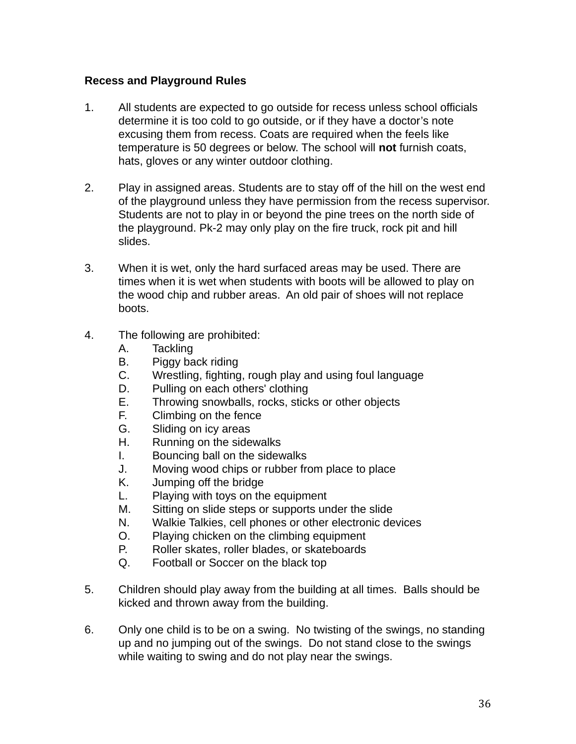**Recess and Playground Rules**

1. All students are expected to go outside for recess unless school officials determine it is too cold to go outside, or if they have a doctor's note excusing them from recess. Coats are required when the feels like temperature is 50 degrees or below. The school will **not** furnish coats, hats, gloves or any winter outdoor clothing.

2. Play in assigned areas. Students are to stay off of the hill on the west end of the playground unless they have permission from the recess supervisor. Students are not to play in or beyond the pine trees on the north side of the playground. Pk-2 may only play on the fire truck, rock pit and hill slides.

3. When it is wet, only the hard surfaced areas may be used. There are times when it is wet when students with boots will be allowed to play on the wood chip and rubber areas. An old pair of shoes will not replace boots.

4. The following are prohibited:
   A. Tackling
   B. Piggy back riding
   C. Wrestling, fighting, rough play and using foul language
   D. Pulling on each others' clothing
   E. Throwing snowballs, rocks, sticks or other objects
   F. Climbing on the fence
   G. Sliding on icy areas
   H. Running on the sidewalks
   I. Bouncing ball on the sidewalks
   J. Moving wood chips or rubber from place to place
   K. Jumping off the bridge
   L. Playing with toys on the equipment
   M. Sitting on slide steps or supports under the slide
   N. Walkie Talkies, cell phones or other electronic devices
   O. Playing chicken on the climbing equipment
   P. Roller skates, roller blades, or skateboards
   Q. Football or Soccer on the black top

5. Children should play away from the building at all times. Balls should be kicked and thrown away from the building.

6. Only one child is to be on a swing. No twisting of the swings, no standing up and no jumping out of the swings. Do not stand close to the swings while waiting to swing and do not play near the swings.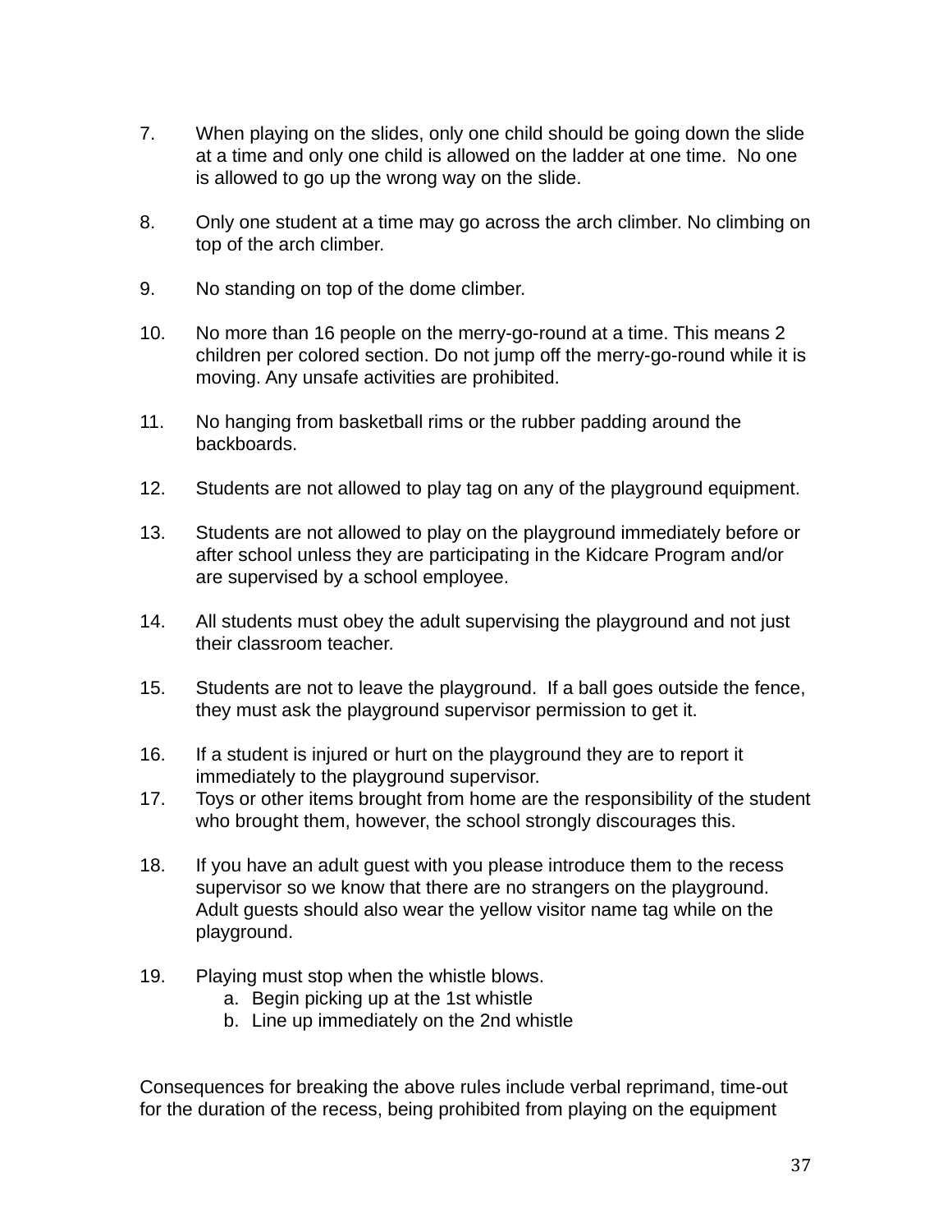7. When playing on the slides, only one child should be going down the slide at a time and only one child is allowed on the ladder at one time. No one is allowed to go up the wrong way on the slide.

8. Only one student at a time may go across the arch climber. No climbing on top of the arch climber.

9. No standing on top of the dome climber.

10. No more than 16 people on the merry-go-round at a time. This means 2 children per colored section. Do not jump off the merry-go-round while it is moving. Any unsafe activities are prohibited.

11. No hanging from basketball rims or the rubber padding around the backboards.

12. Students are not allowed to play tag on any of the playground equipment.

13. Students are not allowed to play on the playground immediately before or after school unless they are participating in the Kidcare Program and/or are supervised by a school employee.

14. All students must obey the adult supervising the playground and not just their classroom teacher.

15. Students are not to leave the playground. If a ball goes outside the fence, they must ask the playground supervisor permission to get it.

16. If a student is injured or hurt on the playground they are to report it immediately to the playground supervisor.

17. Toys or other items brought from home are the responsibility of the student who brought them, however, the school strongly discourages this.

18. If you have an adult guest with you please introduce them to the recess supervisor so we know that there are no strangers on the playground. Adult guests should also wear the yellow visitor name tag while on the playground.

19. Playing must stop when the whistle blows.
    a. Begin picking up at the 1st whistle
    b. Line up immediately on the 2nd whistle

Consequences for breaking the above rules include verbal reprimand, time-out for the duration of the recess, being prohibited from playing on the equipment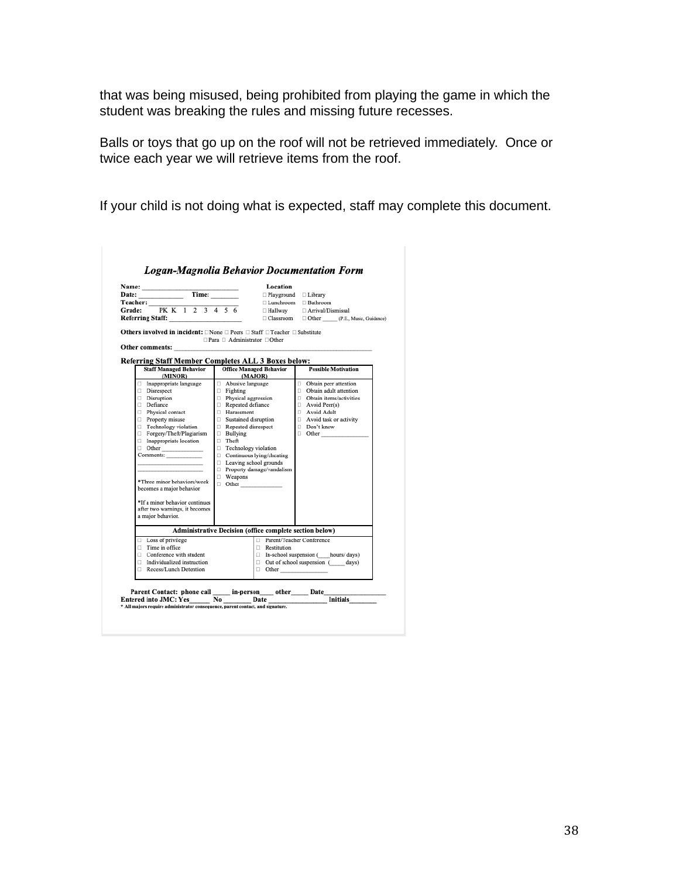that was being misused, being prohibited from playing the game in which the student was breaking the rules and missing future recesses.

Balls or toys that go up on the roof will not be retrieved immediately. Once or twice each year we will retrieve items from the roof.

If your child is not doing what is expected, staff may complete this document.

## *Logan-Magnolia Behavior Documentation Form*

**Name:** ______________________ 
**Date:** __________ **Time:** ________ 
**Teacher:** ______________ 
**Grade:** PK K 1 2 3 4 5 6 
**Referring Staff:** __________________

**Location**
□ Playground □ Library
□ Lunchroom □ Bathroom
□ Hallway □ Arrival/Dismissal
□ Classroom □ Other _____ (P.E., Music, Guidance)

**Others involved in incident:** □ None □ Peers □ Staff □ Teacher □ Substitute □ Para □ Administrator □ Other

**Other comments:** ______________________________________________

**Referring Staff Member Completes ALL 3 Boxes below:**

| Staff Managed Behavior (MINOR) | Office Managed Behavior (MAJOR) | Possible Motivation |
|---|---|---|
| □ Inappropriate language<br>□ Disrespect<br>□ Disruption<br>□ Defiance<br>□ Physical contact<br>□ Property misuse<br>□ Technology violation<br>□ Forgery/Theft/Plagiarism<br>□ Inappropriate location<br>□ Other ___________<br>Comments: __________<br>__________________<br>__________________<br><br>*Three minor behaviors/week becomes a major behavior<br><br>*If a minor behavior continues after two warnings, it becomes a major behavior. | □ Abusive language<br>□ Fighting<br>□ Physical aggression<br>□ Repeated defiance<br>□ Harassment<br>□ Sustained disruption<br>□ Repeated disrespect<br>□ Bullying<br>□ Theft<br>□ Technology violation<br>□ Continuous lying/cheating<br>□ Leaving school grounds<br>□ Property damage/vandalism<br>□ Weapons<br>□ Other ___________ | □ Obtain peer attention<br>□ Obtain adult attention<br>□ Obtain items/activities<br>□ Avoid Peer(s)<br>□ Avoid Adult<br>□ Avoid task or activity<br>□ Don't know<br>□ Other ____________ |

| Administrative Decision (office complete section below) | |
|---|---|
| □ Loss of privilege<br>□ Time in office<br>□ Conference with student<br>□ Individualized instruction<br>□ Recess/Lunch Detention | □ Parent/Teacher Conference<br>□ Restitution<br>□ In-school suspension (____hours/ days)<br>□ Out of school suspension (_____ days)<br>□ Other ____________ |

**Parent Contact: phone call _____ in-person____ other_____ Date________________**
**Entered into JMC: Yes______ No ________ Date ______________ Initials_______**
**\* All majors require administrator consequence, parent contact, and signature.**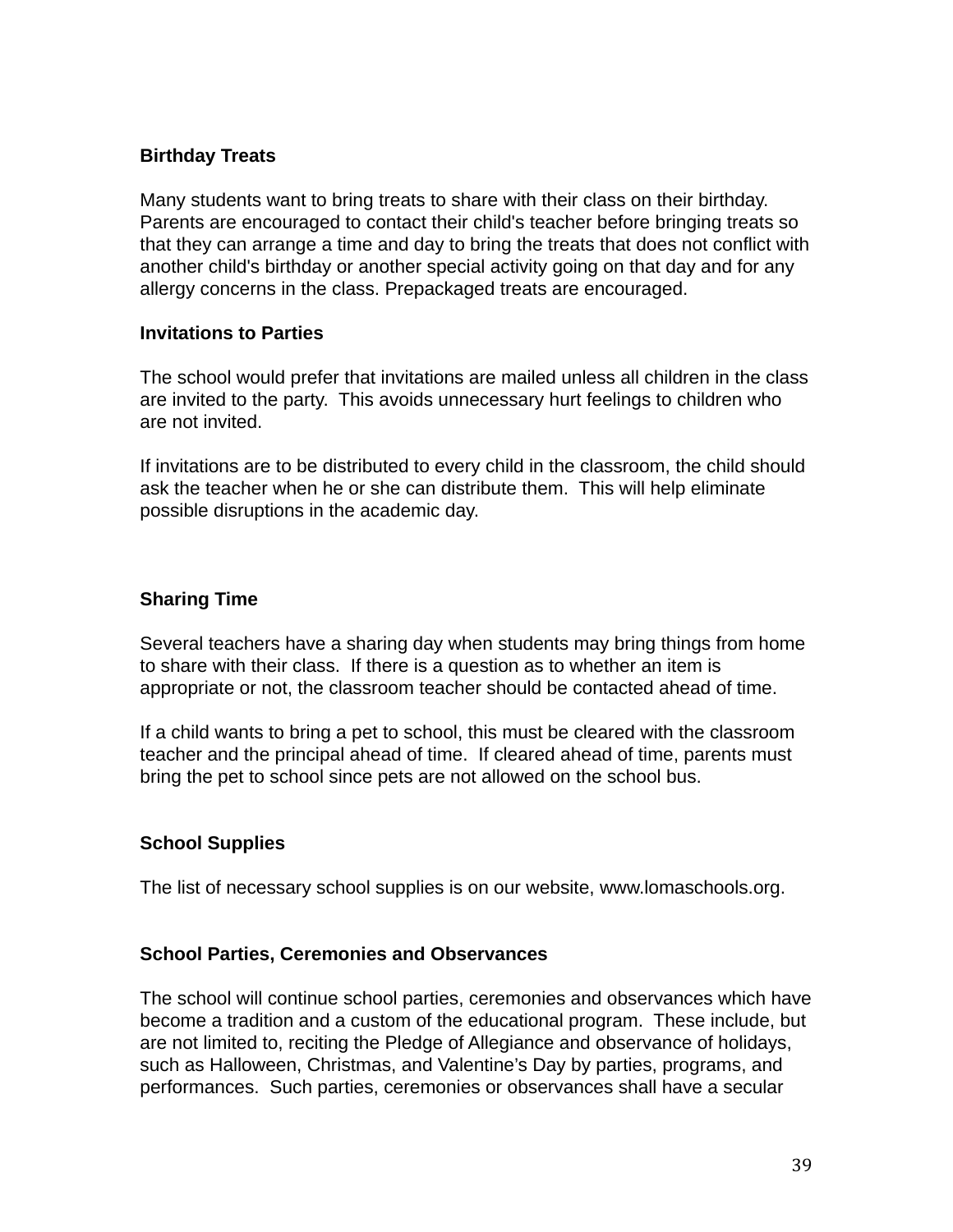**Birthday Treats**

Many students want to bring treats to share with their class on their birthday. Parents are encouraged to contact their child's teacher before bringing treats so that they can arrange a time and day to bring the treats that does not conflict with another child's birthday or another special activity going on that day and for any allergy concerns in the class. Prepackaged treats are encouraged.

**Invitations to Parties**

The school would prefer that invitations are mailed unless all children in the class are invited to the party. This avoids unnecessary hurt feelings to children who are not invited.

If invitations are to be distributed to every child in the classroom, the child should ask the teacher when he or she can distribute them. This will help eliminate possible disruptions in the academic day.

**Sharing Time**

Several teachers have a sharing day when students may bring things from home to share with their class. If there is a question as to whether an item is appropriate or not, the classroom teacher should be contacted ahead of time.

If a child wants to bring a pet to school, this must be cleared with the classroom teacher and the principal ahead of time. If cleared ahead of time, parents must bring the pet to school since pets are not allowed on the school bus.

**School Supplies**

The list of necessary school supplies is on our website, www.lomaschools.org.

**School Parties, Ceremonies and Observances**

The school will continue school parties, ceremonies and observances which have become a tradition and a custom of the educational program. These include, but are not limited to, reciting the Pledge of Allegiance and observance of holidays, such as Halloween, Christmas, and Valentine's Day by parties, programs, and performances. Such parties, ceremonies or observances shall have a secular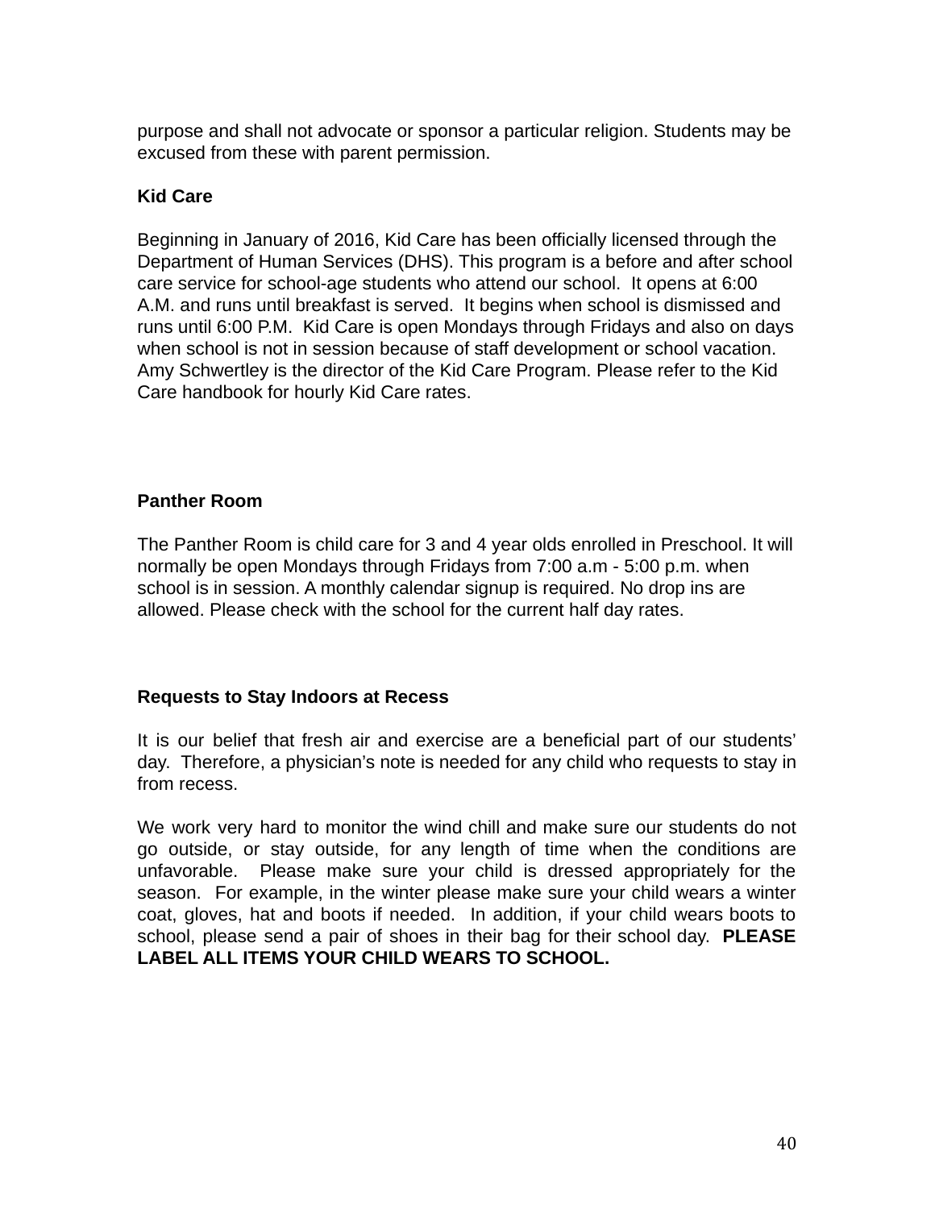purpose and shall not advocate or sponsor a particular religion. Students may be excused from these with parent permission.

**Kid Care**

Beginning in January of 2016, Kid Care has been officially licensed through the Department of Human Services (DHS). This program is a before and after school care service for school-age students who attend our school. It opens at 6:00 A.M. and runs until breakfast is served. It begins when school is dismissed and runs until 6:00 P.M. Kid Care is open Mondays through Fridays and also on days when school is not in session because of staff development or school vacation. Amy Schwertley is the director of the Kid Care Program. Please refer to the Kid Care handbook for hourly Kid Care rates.

**Panther Room**

The Panther Room is child care for 3 and 4 year olds enrolled in Preschool. It will normally be open Mondays through Fridays from 7:00 a.m - 5:00 p.m. when school is in session. A monthly calendar signup is required. No drop ins are allowed. Please check with the school for the current half day rates.

**Requests to Stay Indoors at Recess**

It is our belief that fresh air and exercise are a beneficial part of our students' day. Therefore, a physician's note is needed for any child who requests to stay in from recess.

We work very hard to monitor the wind chill and make sure our students do not go outside, or stay outside, for any length of time when the conditions are unfavorable. Please make sure your child is dressed appropriately for the season. For example, in the winter please make sure your child wears a winter coat, gloves, hat and boots if needed. In addition, if your child wears boots to school, please send a pair of shoes in their bag for their school day. **PLEASE LABEL ALL ITEMS YOUR CHILD WEARS TO SCHOOL.**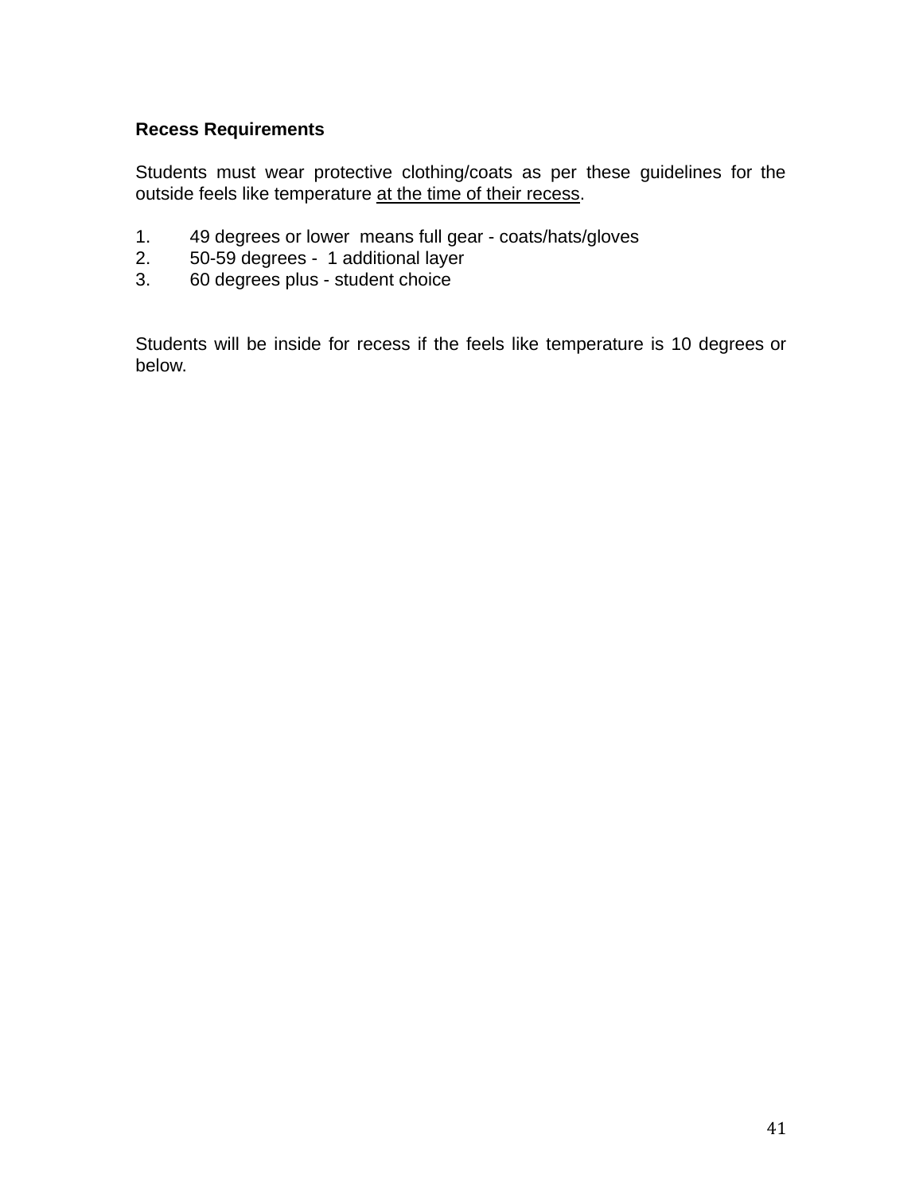**Recess Requirements**

Students must wear protective clothing/coats as per these guidelines for the outside feels like temperature at the time of their recess.

1. 49 degrees or lower means full gear - coats/hats/gloves
2. 50-59 degrees - 1 additional layer
3. 60 degrees plus - student choice

Students will be inside for recess if the feels like temperature is 10 degrees or below.